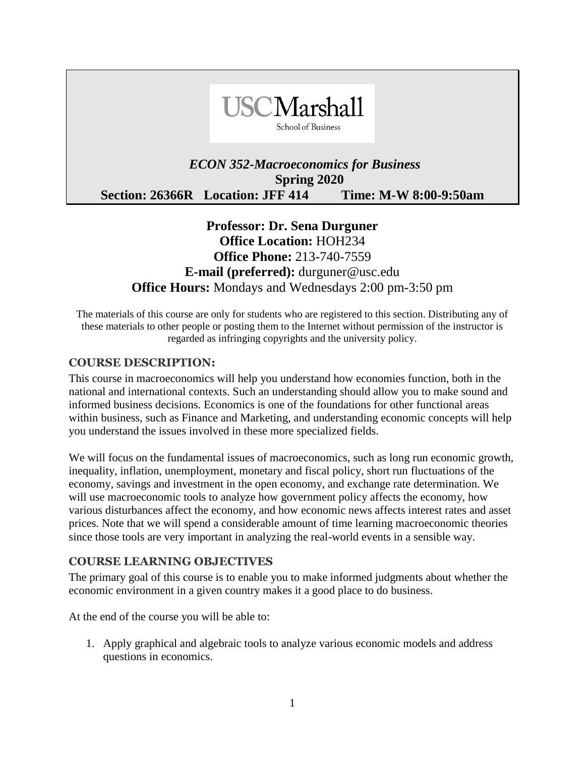USC Marshall
School of Business

# *ECON 352-Macroeconomics for Business*

**Spring 2020**

**Section: 26366R Location: JFF 414 Time: M-W 8:00-9:50am**

**Professor: Dr. Sena Durguner**
**Office Location:** HOH234
**Office Phone:** 213-740-7559
**E-mail (preferred):** durguner@usc.edu
**Office Hours:** Mondays and Wednesdays 2:00 pm-3:50 pm

The materials of this course are only for students who are registered to this section. Distributing any of these materials to other people or posting them to the Internet without permission of the instructor is regarded as infringing copyrights and the university policy.

## COURSE DESCRIPTION:

This course in macroeconomics will help you understand how economies function, both in the national and international contexts. Such an understanding should allow you to make sound and informed business decisions. Economics is one of the foundations for other functional areas within business, such as Finance and Marketing, and understanding economic concepts will help you understand the issues involved in these more specialized fields.

We will focus on the fundamental issues of macroeconomics, such as long run economic growth, inequality, inflation, unemployment, monetary and fiscal policy, short run fluctuations of the economy, savings and investment in the open economy, and exchange rate determination. We will use macroeconomic tools to analyze how government policy affects the economy, how various disturbances affect the economy, and how economic news affects interest rates and asset prices. Note that we will spend a considerable amount of time learning macroeconomic theories since those tools are very important in analyzing the real-world events in a sensible way.

## COURSE LEARNING OBJECTIVES

The primary goal of this course is to enable you to make informed judgments about whether the economic environment in a given country makes it a good place to do business.

At the end of the course you will be able to:

1. Apply graphical and algebraic tools to analyze various economic models and address questions in economics.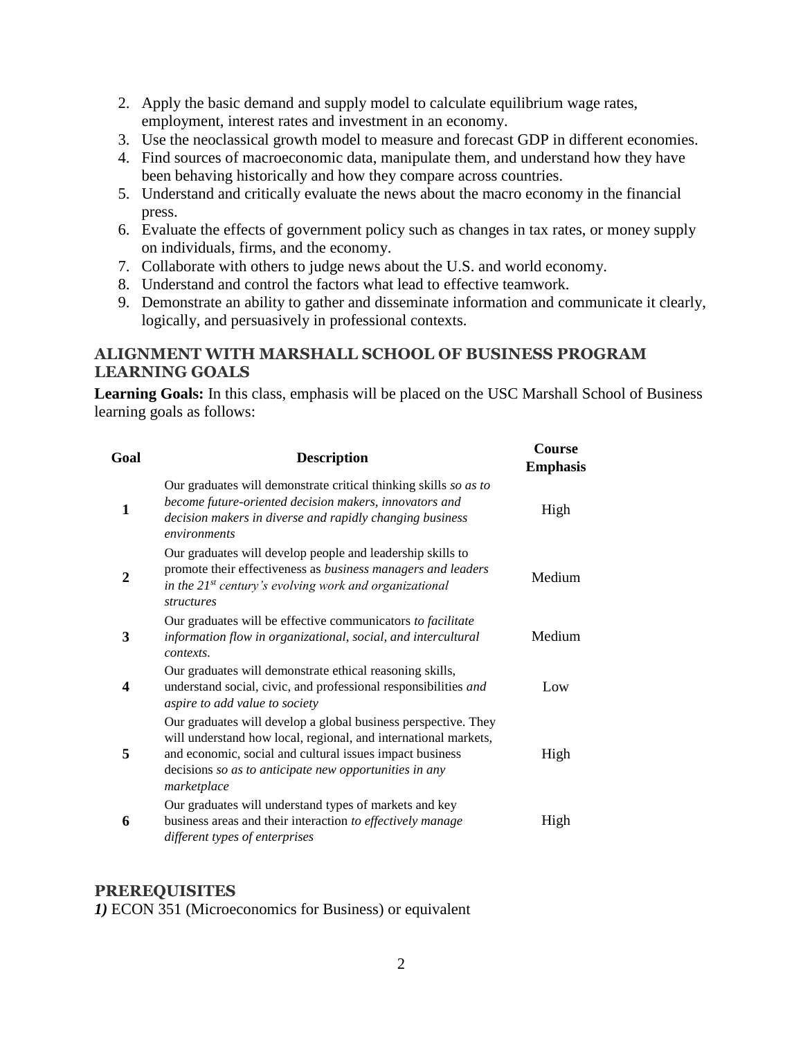2. Apply the basic demand and supply model to calculate equilibrium wage rates, employment, interest rates and investment in an economy.
3. Use the neoclassical growth model to measure and forecast GDP in different economies.
4. Find sources of macroeconomic data, manipulate them, and understand how they have been behaving historically and how they compare across countries.
5. Understand and critically evaluate the news about the macro economy in the financial press.
6. Evaluate the effects of government policy such as changes in tax rates, or money supply on individuals, firms, and the economy.
7. Collaborate with others to judge news about the U.S. and world economy.
8. Understand and control the factors what lead to effective teamwork.
9. Demonstrate an ability to gather and disseminate information and communicate it clearly, logically, and persuasively in professional contexts.

## ALIGNMENT WITH MARSHALL SCHOOL OF BUSINESS PROGRAM LEARNING GOALS

**Learning Goals:** In this class, emphasis will be placed on the USC Marshall School of Business learning goals as follows:

| Goal | Description | Course Emphasis |
|---|---|---|
| **1** | Our graduates will demonstrate critical thinking skills *so as to become future-oriented decision makers, innovators and decision makers in diverse and rapidly changing business environments* | High |
| **2** | Our graduates will develop people and leadership skills to promote their effectiveness as *business managers and leaders in the 21st century's evolving work and organizational structures* | Medium |
| **3** | Our graduates will be effective communicators *to facilitate information flow in organizational, social, and intercultural contexts.* | Medium |
| **4** | Our graduates will demonstrate ethical reasoning skills, understand social, civic, and professional responsibilities *and aspire to add value to society* | Low |
| **5** | Our graduates will develop a global business perspective. They will understand how local, regional, and international markets, and economic, social and cultural issues impact business decisions *so as to anticipate new opportunities in any marketplace* | High |
| **6** | Our graduates will understand types of markets and key business areas and their interaction *to effectively manage different types of enterprises* | High |

## PREREQUISITES

***1)*** ECON 351 (Microeconomics for Business) or equivalent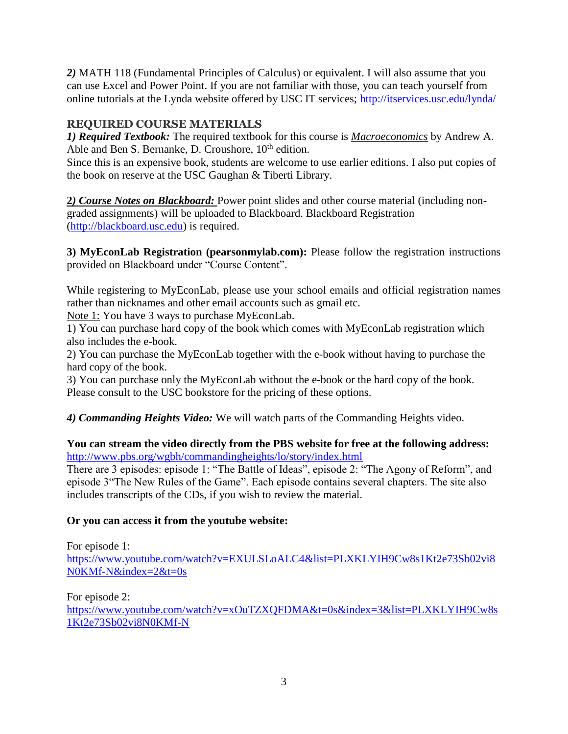***2)*** MATH 118 (Fundamental Principles of Calculus) or equivalent. I will also assume that you can use Excel and Power Point. If you are not familiar with those, you can teach yourself from online tutorials at the Lynda website offered by USC IT services; http://itservices.usc.edu/lynda/

## REQUIRED COURSE MATERIALS

***1) Required Textbook:*** The required textbook for this course is ***Macroeconomics*** by Andrew A. Able and Ben S. Bernanke, D. Croushore, 10th edition.
Since this is an expensive book, students are welcome to use earlier editions. I also put copies of the book on reserve at the USC Gaughan & Tiberti Library.

**2*) Course Notes on Blackboard:*** Power point slides and other course material (including non-graded assignments) will be uploaded to Blackboard. Blackboard Registration (http://blackboard.usc.edu) is required.

**3) MyEconLab Registration (pearsonmylab.com):** Please follow the registration instructions provided on Blackboard under "Course Content".

While registering to MyEconLab, please use your school emails and official registration names rather than nicknames and other email accounts such as gmail etc.
Note 1: You have 3 ways to purchase MyEconLab.
1) You can purchase hard copy of the book which comes with MyEconLab registration which also includes the e-book.
2) You can purchase the MyEconLab together with the e-book without having to purchase the hard copy of the book.
3) You can purchase only the MyEconLab without the e-book or the hard copy of the book. Please consult to the USC bookstore for the pricing of these options.

***4) Commanding Heights Video:*** We will watch parts of the Commanding Heights video.

**You can stream the video directly from the PBS website for free at the following address:**
http://www.pbs.org/wgbh/commandingheights/lo/story/index.html
There are 3 episodes: episode 1: "The Battle of Ideas", episode 2: "The Agony of Reform", and episode 3"The New Rules of the Game". Each episode contains several chapters. The site also includes transcripts of the CDs, if you wish to review the material.

**Or you can access it from the youtube website:**

For episode 1:
https://www.youtube.com/watch?v=EXULSLoALC4&list=PLXKLYIH9Cw8s1Kt2e73Sb02vi8N0KMf-N&index=2&t=0s

For episode 2:
https://www.youtube.com/watch?v=xOuTZXQFDMA&t=0s&index=3&list=PLXKLYIH9Cw8s1Kt2e73Sb02vi8N0KMf-N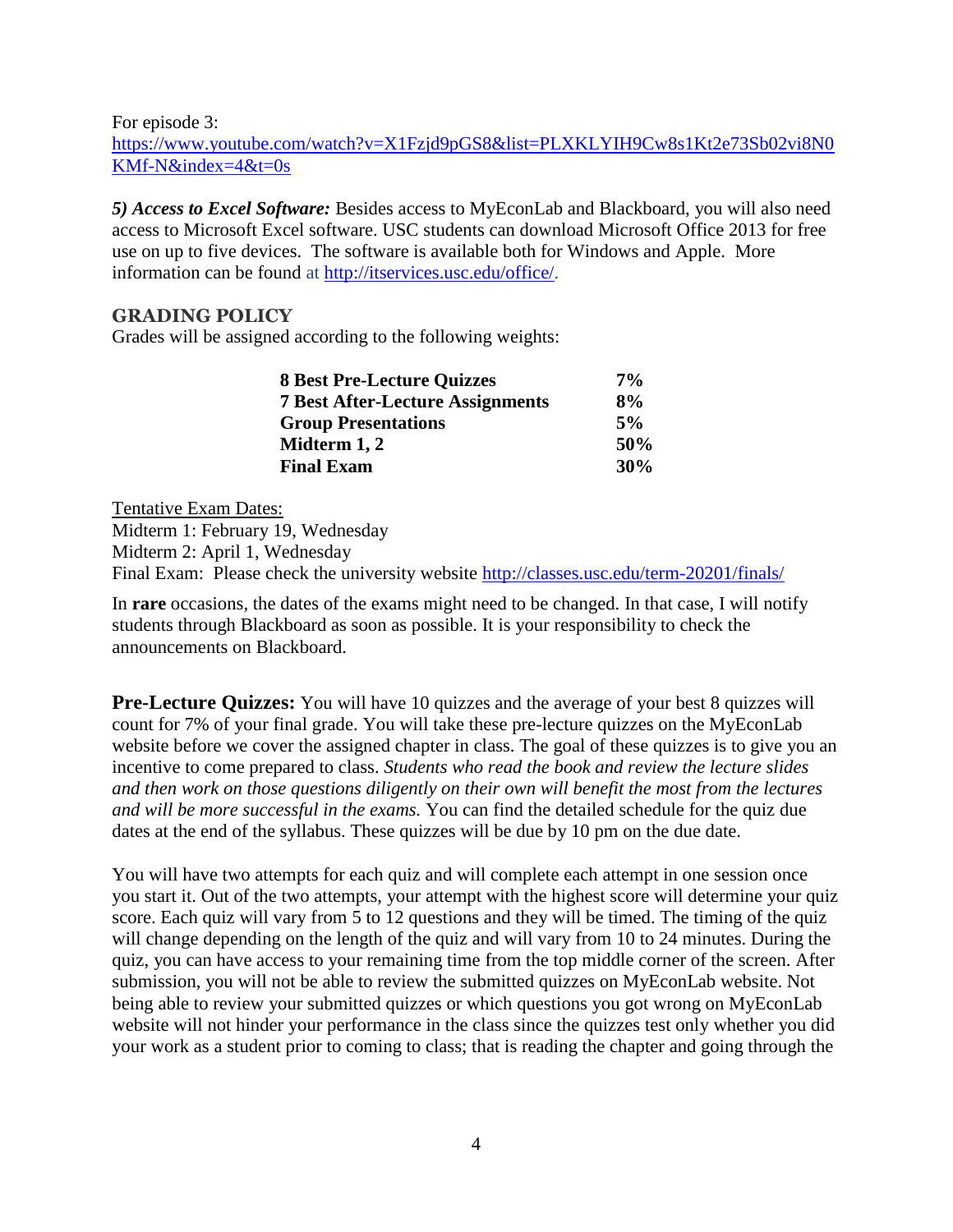For episode 3:
https://www.youtube.com/watch?v=X1Fzjd9pGS8&list=PLXKLYIH9Cw8s1Kt2e73Sb02vi8N0KMf-N&index=4&t=0s

***5) Access to Excel Software:*** Besides access to MyEconLab and Blackboard, you will also need access to Microsoft Excel software. USC students can download Microsoft Office 2013 for free use on up to five devices. The software is available both for Windows and Apple. More information can be found at http://itservices.usc.edu/office/.

## GRADING POLICY

Grades will be assigned according to the following weights:

| | |
|---|---|
| **8 Best Pre-Lecture Quizzes** | **7%** |
| **7 Best After-Lecture Assignments** | **8%** |
| **Group Presentations** | **5%** |
| **Midterm 1, 2** | **50%** |
| **Final Exam** | **30%** |

Tentative Exam Dates:
Midterm 1: February 19, Wednesday
Midterm 2: April 1, Wednesday
Final Exam: Please check the university website http://classes.usc.edu/term-20201/finals/

In **rare** occasions, the dates of the exams might need to be changed. In that case, I will notify students through Blackboard as soon as possible. It is your responsibility to check the announcements on Blackboard.

**Pre-Lecture Quizzes:** You will have 10 quizzes and the average of your best 8 quizzes will count for 7% of your final grade. You will take these pre-lecture quizzes on the MyEconLab website before we cover the assigned chapter in class. The goal of these quizzes is to give you an incentive to come prepared to class. *Students who read the book and review the lecture slides and then work on those questions diligently on their own will benefit the most from the lectures and will be more successful in the exams.* You can find the detailed schedule for the quiz due dates at the end of the syllabus. These quizzes will be due by 10 pm on the due date.

You will have two attempts for each quiz and will complete each attempt in one session once you start it. Out of the two attempts, your attempt with the highest score will determine your quiz score. Each quiz will vary from 5 to 12 questions and they will be timed. The timing of the quiz will change depending on the length of the quiz and will vary from 10 to 24 minutes. During the quiz, you can have access to your remaining time from the top middle corner of the screen. After submission, you will not be able to review the submitted quizzes on MyEconLab website. Not being able to review your submitted quizzes or which questions you got wrong on MyEconLab website will not hinder your performance in the class since the quizzes test only whether you did your work as a student prior to coming to class; that is reading the chapter and going through the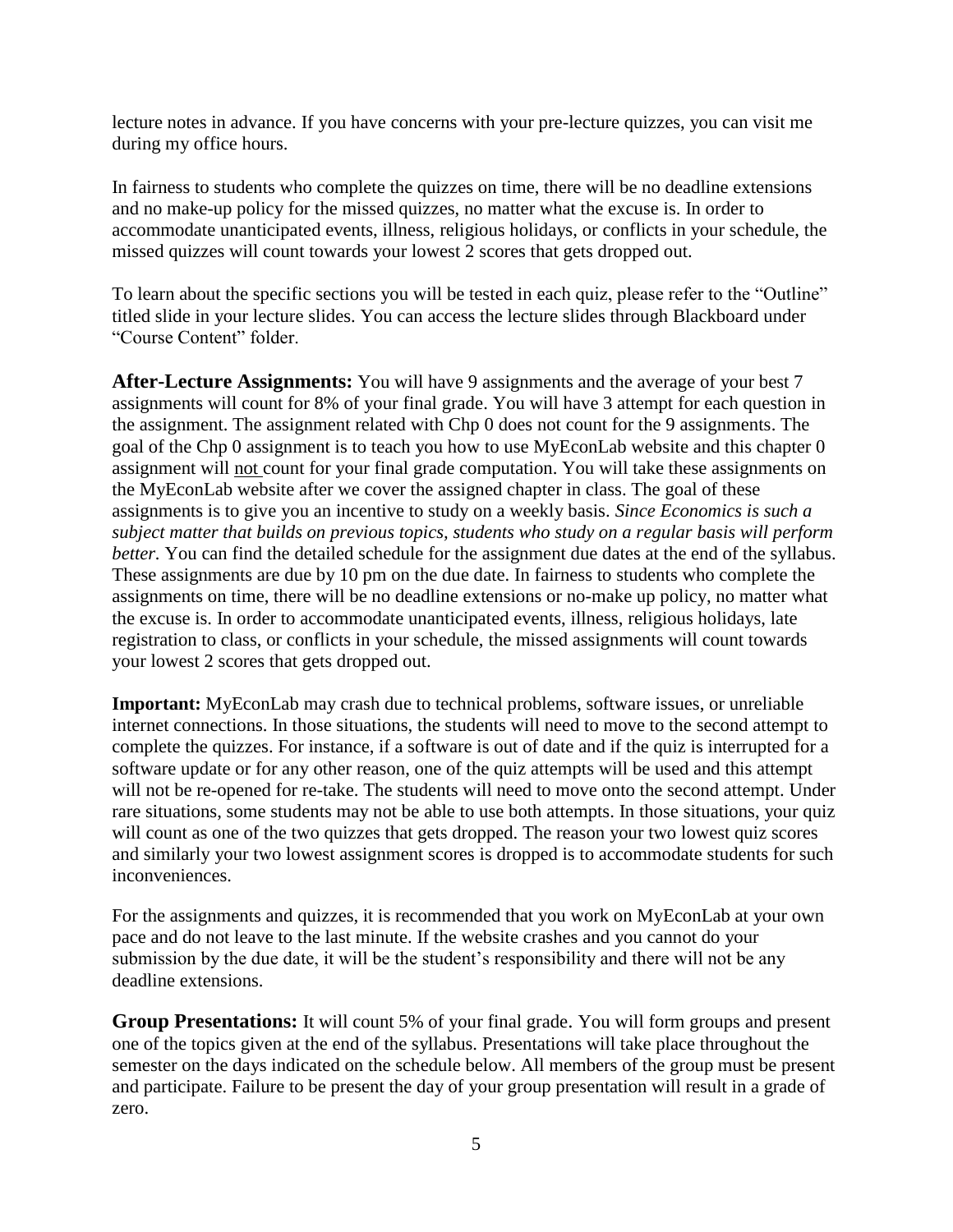lecture notes in advance. If you have concerns with your pre-lecture quizzes, you can visit me during my office hours.

In fairness to students who complete the quizzes on time, there will be no deadline extensions and no make-up policy for the missed quizzes, no matter what the excuse is. In order to accommodate unanticipated events, illness, religious holidays, or conflicts in your schedule, the missed quizzes will count towards your lowest 2 scores that gets dropped out.

To learn about the specific sections you will be tested in each quiz, please refer to the "Outline" titled slide in your lecture slides. You can access the lecture slides through Blackboard under "Course Content" folder.

**After-Lecture Assignments:** You will have 9 assignments and the average of your best 7 assignments will count for 8% of your final grade. You will have 3 attempt for each question in the assignment. The assignment related with Chp 0 does not count for the 9 assignments. The goal of the Chp 0 assignment is to teach you how to use MyEconLab website and this chapter 0 assignment will not count for your final grade computation. You will take these assignments on the MyEconLab website after we cover the assigned chapter in class. The goal of these assignments is to give you an incentive to study on a weekly basis. *Since Economics is such a subject matter that builds on previous topics, students who study on a regular basis will perform better.* You can find the detailed schedule for the assignment due dates at the end of the syllabus. These assignments are due by 10 pm on the due date. In fairness to students who complete the assignments on time, there will be no deadline extensions or no-make up policy, no matter what the excuse is. In order to accommodate unanticipated events, illness, religious holidays, late registration to class, or conflicts in your schedule, the missed assignments will count towards your lowest 2 scores that gets dropped out.

**Important:** MyEconLab may crash due to technical problems, software issues, or unreliable internet connections. In those situations, the students will need to move to the second attempt to complete the quizzes. For instance, if a software is out of date and if the quiz is interrupted for a software update or for any other reason, one of the quiz attempts will be used and this attempt will not be re-opened for re-take. The students will need to move onto the second attempt. Under rare situations, some students may not be able to use both attempts. In those situations, your quiz will count as one of the two quizzes that gets dropped. The reason your two lowest quiz scores and similarly your two lowest assignment scores is dropped is to accommodate students for such inconveniences.

For the assignments and quizzes, it is recommended that you work on MyEconLab at your own pace and do not leave to the last minute. If the website crashes and you cannot do your submission by the due date, it will be the student's responsibility and there will not be any deadline extensions.

**Group Presentations:** It will count 5% of your final grade. You will form groups and present one of the topics given at the end of the syllabus. Presentations will take place throughout the semester on the days indicated on the schedule below. All members of the group must be present and participate. Failure to be present the day of your group presentation will result in a grade of zero.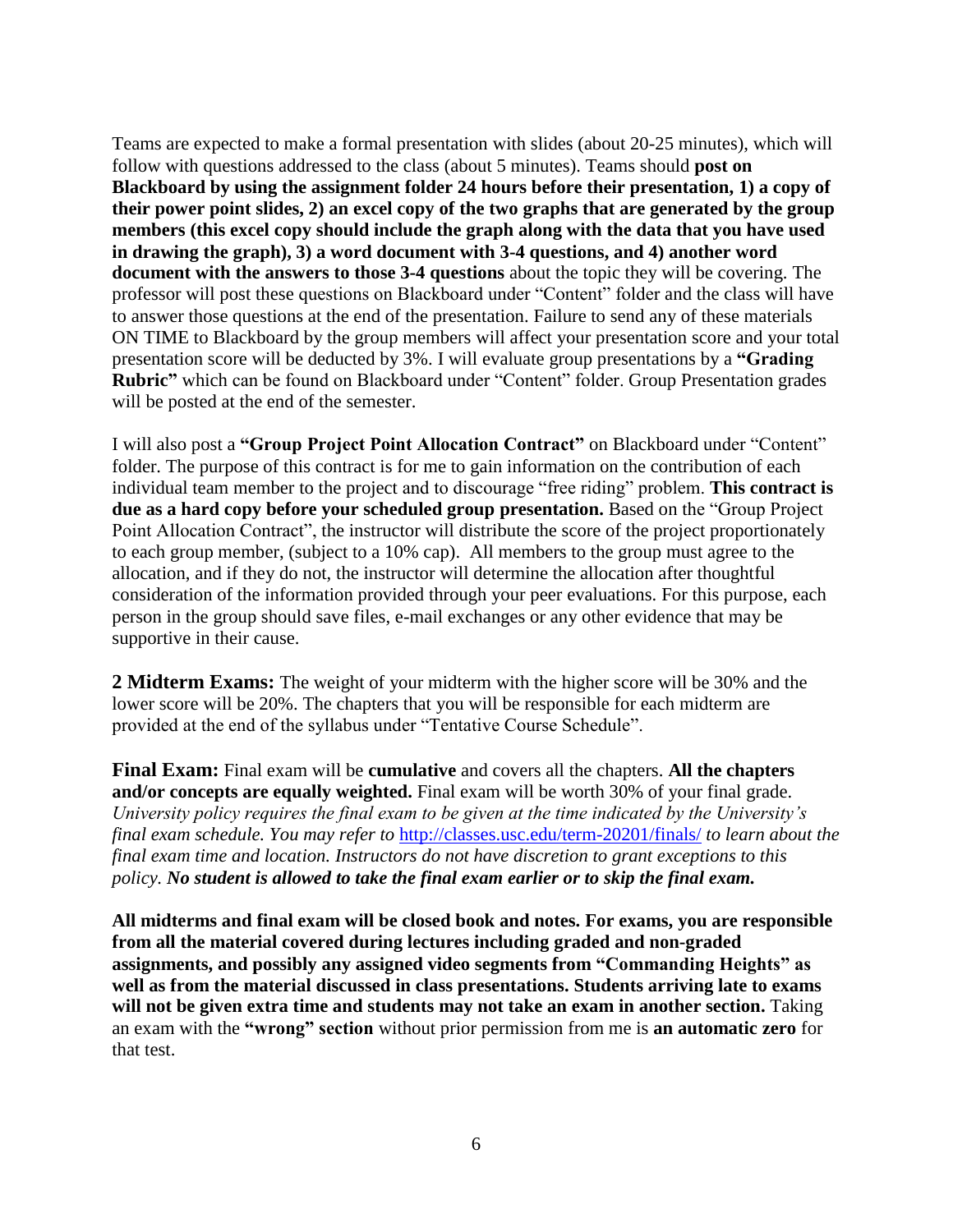Teams are expected to make a formal presentation with slides (about 20-25 minutes), which will follow with questions addressed to the class (about 5 minutes). Teams should **post on Blackboard by using the assignment folder 24 hours before their presentation, 1) a copy of their power point slides, 2) an excel copy of the two graphs that are generated by the group members (this excel copy should include the graph along with the data that you have used in drawing the graph), 3) a word document with 3-4 questions, and 4) another word document with the answers to those 3-4 questions** about the topic they will be covering. The professor will post these questions on Blackboard under "Content" folder and the class will have to answer those questions at the end of the presentation. Failure to send any of these materials ON TIME to Blackboard by the group members will affect your presentation score and your total presentation score will be deducted by 3%. I will evaluate group presentations by a **"Grading Rubric"** which can be found on Blackboard under "Content" folder. Group Presentation grades will be posted at the end of the semester.

I will also post a **"Group Project Point Allocation Contract"** on Blackboard under "Content" folder. The purpose of this contract is for me to gain information on the contribution of each individual team member to the project and to discourage "free riding" problem. **This contract is due as a hard copy before your scheduled group presentation.** Based on the "Group Project Point Allocation Contract", the instructor will distribute the score of the project proportionately to each group member, (subject to a 10% cap). All members to the group must agree to the allocation, and if they do not, the instructor will determine the allocation after thoughtful consideration of the information provided through your peer evaluations. For this purpose, each person in the group should save files, e-mail exchanges or any other evidence that may be supportive in their cause.

**2 Midterm Exams:** The weight of your midterm with the higher score will be 30% and the lower score will be 20%. The chapters that you will be responsible for each midterm are provided at the end of the syllabus under "Tentative Course Schedule".

**Final Exam:** Final exam will be **cumulative** and covers all the chapters. **All the chapters and/or concepts are equally weighted.** Final exam will be worth 30% of your final grade. *University policy requires the final exam to be given at the time indicated by the University's final exam schedule. You may refer to* [http://classes.usc.edu/term-20201/finals/](http://classes.usc.edu/term-20201/finals/) *to learn about the final exam time and location. Instructors do not have discretion to grant exceptions to this policy.* ***No student is allowed to take the final exam earlier or to skip the final exam.***

**All midterms and final exam will be closed book and notes. For exams, you are responsible from all the material covered during lectures including graded and non-graded assignments, and possibly any assigned video segments from "Commanding Heights" as well as from the material discussed in class presentations. Students arriving late to exams will not be given extra time and students may not take an exam in another section.** Taking an exam with the **"wrong" section** without prior permission from me is **an automatic zero** for that test.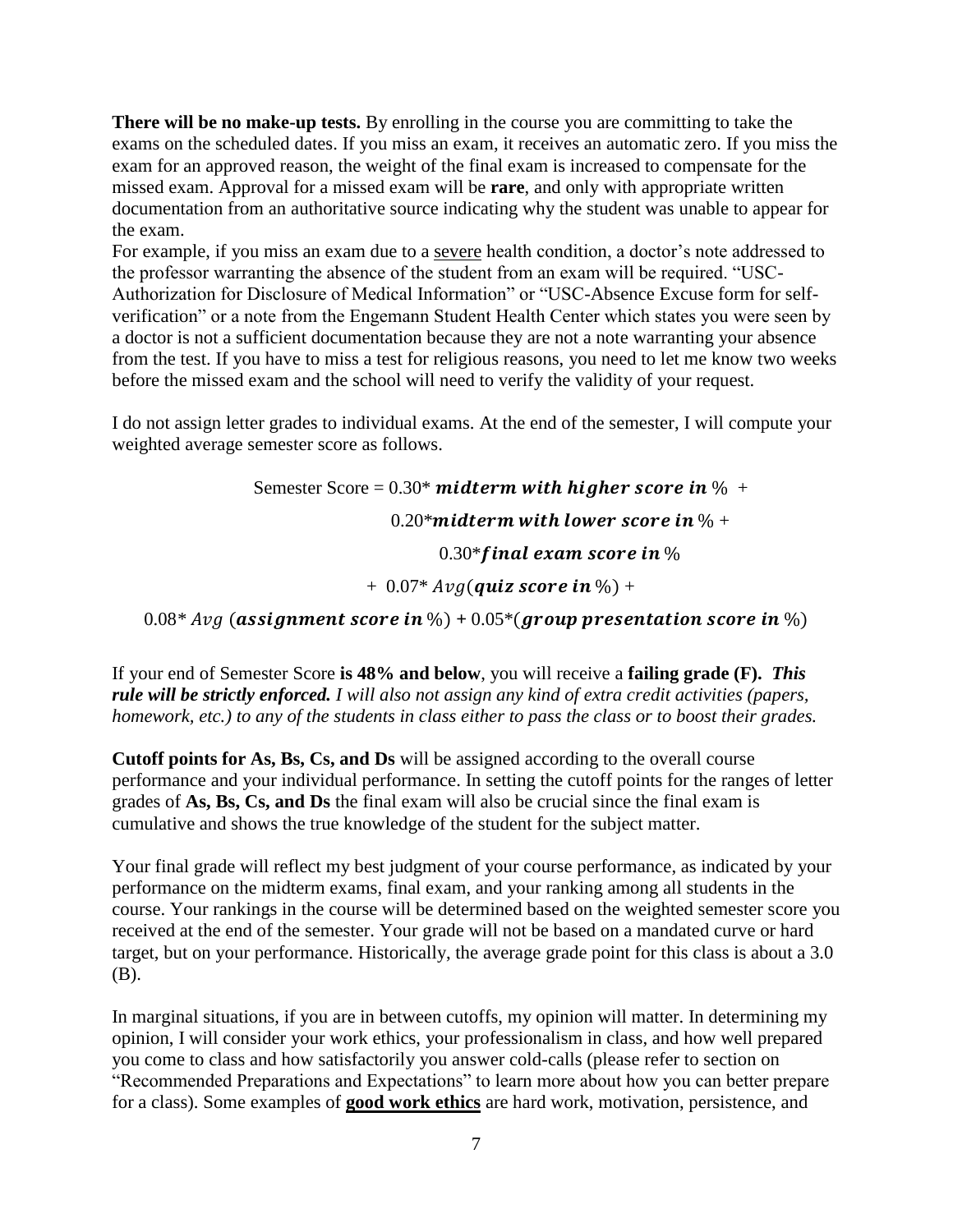**There will be no make-up tests.** By enrolling in the course you are committing to take the exams on the scheduled dates. If you miss an exam, it receives an automatic zero. If you miss the exam for an approved reason, the weight of the final exam is increased to compensate for the missed exam. Approval for a missed exam will be **rare**, and only with appropriate written documentation from an authoritative source indicating why the student was unable to appear for the exam.
For example, if you miss an exam due to a severe health condition, a doctor's note addressed to the professor warranting the absence of the student from an exam will be required. "USC-Authorization for Disclosure of Medical Information" or "USC-Absence Excuse form for self-verification" or a note from the Engemann Student Health Center which states you were seen by a doctor is not a sufficient documentation because they are not a note warranting your absence from the test. If you have to miss a test for religious reasons, you need to let me know two weeks before the missed exam and the school will need to verify the validity of your request.

I do not assign letter grades to individual exams. At the end of the semester, I will compute your weighted average semester score as follows.

$$\text{Semester Score} = 0.30 * \textbf{\textit{midterm with higher score in}}\ \% + 0.20 * \textbf{\textit{midterm with lower score in}}\ \% + 0.30 * \textbf{\textit{final exam score in}}\ \% + 0.07 * Avg(\textbf{\textit{quiz score in}}\ \%) + 0.08 * Avg\ (\textbf{\textit{assignment score in}}\ \%) + 0.05 * (\textbf{\textit{group presentation score in}}\ \%)$$

If your end of Semester Score **is 48% and below**, you will receive a **failing grade (F).** ***This rule will be strictly enforced.*** *I will also not assign any kind of extra credit activities (papers, homework, etc.) to any of the students in class either to pass the class or to boost their grades.*

**Cutoff points for As, Bs, Cs, and Ds** will be assigned according to the overall course performance and your individual performance. In setting the cutoff points for the ranges of letter grades of **As, Bs, Cs, and Ds** the final exam will also be crucial since the final exam is cumulative and shows the true knowledge of the student for the subject matter.

Your final grade will reflect my best judgment of your course performance, as indicated by your performance on the midterm exams, final exam, and your ranking among all students in the course. Your rankings in the course will be determined based on the weighted semester score you received at the end of the semester. Your grade will not be based on a mandated curve or hard target, but on your performance. Historically, the average grade point for this class is about a 3.0 (B).

In marginal situations, if you are in between cutoffs, my opinion will matter. In determining my opinion, I will consider your work ethics, your professionalism in class, and how well prepared you come to class and how satisfactorily you answer cold-calls (please refer to section on "Recommended Preparations and Expectations" to learn more about how you can better prepare for a class). Some examples of **good work ethics** are hard work, motivation, persistence, and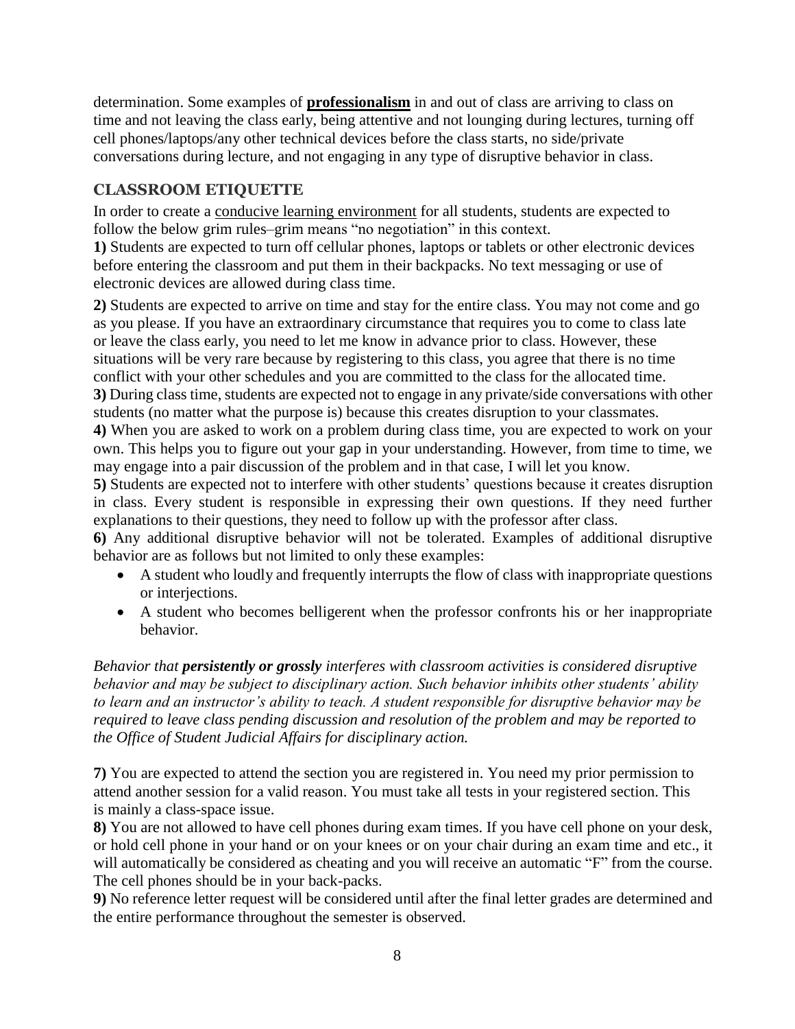determination. Some examples of **professionalism** in and out of class are arriving to class on time and not leaving the class early, being attentive and not lounging during lectures, turning off cell phones/laptops/any other technical devices before the class starts, no side/private conversations during lecture, and not engaging in any type of disruptive behavior in class.

## CLASSROOM ETIQUETTE

In order to create a conducive learning environment for all students, students are expected to follow the below grim rules–grim means "no negotiation" in this context.

**1)** Students are expected to turn off cellular phones, laptops or tablets or other electronic devices before entering the classroom and put them in their backpacks. No text messaging or use of electronic devices are allowed during class time.

**2)** Students are expected to arrive on time and stay for the entire class. You may not come and go as you please. If you have an extraordinary circumstance that requires you to come to class late or leave the class early, you need to let me know in advance prior to class. However, these situations will be very rare because by registering to this class, you agree that there is no time conflict with your other schedules and you are committed to the class for the allocated time.

**3)** During class time, students are expected not to engage in any private/side conversations with other students (no matter what the purpose is) because this creates disruption to your classmates.

**4)** When you are asked to work on a problem during class time, you are expected to work on your own. This helps you to figure out your gap in your understanding. However, from time to time, we may engage into a pair discussion of the problem and in that case, I will let you know.

**5)** Students are expected not to interfere with other students' questions because it creates disruption in class. Every student is responsible in expressing their own questions. If they need further explanations to their questions, they need to follow up with the professor after class.

**6)** Any additional disruptive behavior will not be tolerated. Examples of additional disruptive behavior are as follows but not limited to only these examples:

- A student who loudly and frequently interrupts the flow of class with inappropriate questions or interjections.
- A student who becomes belligerent when the professor confronts his or her inappropriate behavior.

*Behavior that **persistently or grossly** interferes with classroom activities is considered disruptive behavior and may be subject to disciplinary action. Such behavior inhibits other students' ability to learn and an instructor's ability to teach. A student responsible for disruptive behavior may be required to leave class pending discussion and resolution of the problem and may be reported to the Office of Student Judicial Affairs for disciplinary action.*

**7)** You are expected to attend the section you are registered in. You need my prior permission to attend another session for a valid reason. You must take all tests in your registered section. This is mainly a class-space issue.

**8)** You are not allowed to have cell phones during exam times. If you have cell phone on your desk, or hold cell phone in your hand or on your knees or on your chair during an exam time and etc., it will automatically be considered as cheating and you will receive an automatic "F" from the course. The cell phones should be in your back-packs.

**9)** No reference letter request will be considered until after the final letter grades are determined and the entire performance throughout the semester is observed.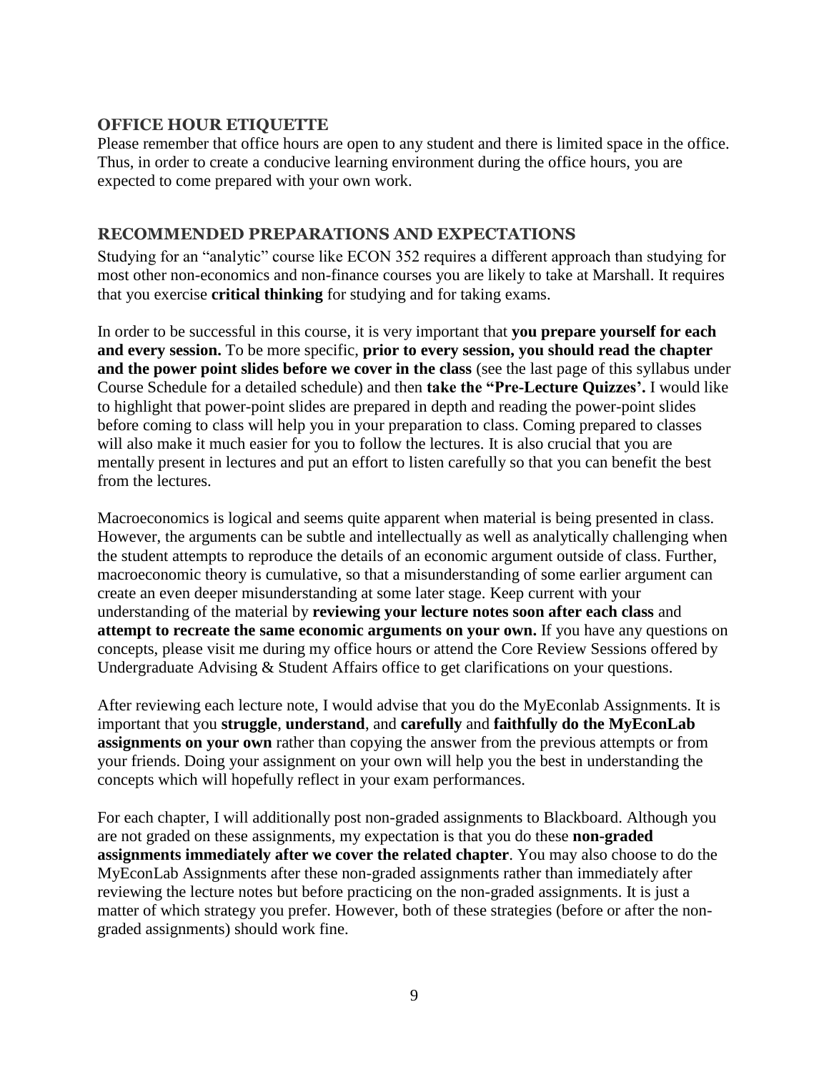## OFFICE HOUR ETIQUETTE

Please remember that office hours are open to any student and there is limited space in the office. Thus, in order to create a conducive learning environment during the office hours, you are expected to come prepared with your own work.

## RECOMMENDED PREPARATIONS AND EXPECTATIONS

Studying for an "analytic" course like ECON 352 requires a different approach than studying for most other non-economics and non-finance courses you are likely to take at Marshall. It requires that you exercise **critical thinking** for studying and for taking exams.

In order to be successful in this course, it is very important that **you prepare yourself for each and every session.** To be more specific, **prior to every session, you should read the chapter and the power point slides before we cover in the class** (see the last page of this syllabus under Course Schedule for a detailed schedule) and then **take the "Pre-Lecture Quizzes'.** I would like to highlight that power-point slides are prepared in depth and reading the power-point slides before coming to class will help you in your preparation to class. Coming prepared to classes will also make it much easier for you to follow the lectures. It is also crucial that you are mentally present in lectures and put an effort to listen carefully so that you can benefit the best from the lectures.

Macroeconomics is logical and seems quite apparent when material is being presented in class. However, the arguments can be subtle and intellectually as well as analytically challenging when the student attempts to reproduce the details of an economic argument outside of class. Further, macroeconomic theory is cumulative, so that a misunderstanding of some earlier argument can create an even deeper misunderstanding at some later stage. Keep current with your understanding of the material by **reviewing your lecture notes soon after each class** and **attempt to recreate the same economic arguments on your own.** If you have any questions on concepts, please visit me during my office hours or attend the Core Review Sessions offered by Undergraduate Advising & Student Affairs office to get clarifications on your questions.

After reviewing each lecture note, I would advise that you do the MyEconlab Assignments. It is important that you **struggle**, **understand**, and **carefully** and **faithfully do the MyEconLab assignments on your own** rather than copying the answer from the previous attempts or from your friends. Doing your assignment on your own will help you the best in understanding the concepts which will hopefully reflect in your exam performances.

For each chapter, I will additionally post non-graded assignments to Blackboard. Although you are not graded on these assignments, my expectation is that you do these **non-graded assignments immediately after we cover the related chapter**. You may also choose to do the MyEconLab Assignments after these non-graded assignments rather than immediately after reviewing the lecture notes but before practicing on the non-graded assignments. It is just a matter of which strategy you prefer. However, both of these strategies (before or after the non-graded assignments) should work fine.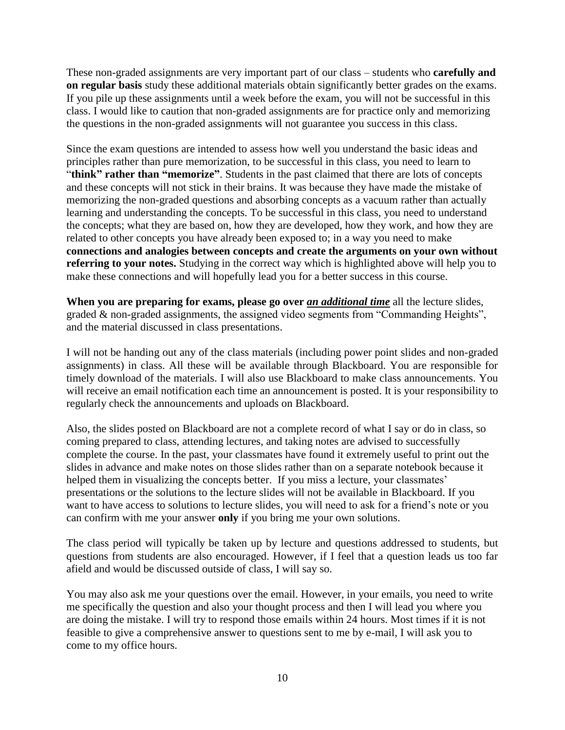These non-graded assignments are very important part of our class – students who **carefully and on regular basis** study these additional materials obtain significantly better grades on the exams. If you pile up these assignments until a week before the exam, you will not be successful in this class. I would like to caution that non-graded assignments are for practice only and memorizing the questions in the non-graded assignments will not guarantee you success in this class.

Since the exam questions are intended to assess how well you understand the basic ideas and principles rather than pure memorization, to be successful in this class, you need to learn to "**think" rather than "memorize"**. Students in the past claimed that there are lots of concepts and these concepts will not stick in their brains. It was because they have made the mistake of memorizing the non-graded questions and absorbing concepts as a vacuum rather than actually learning and understanding the concepts. To be successful in this class, you need to understand the concepts; what they are based on, how they are developed, how they work, and how they are related to other concepts you have already been exposed to; in a way you need to make **connections and analogies between concepts and create the arguments on your own without referring to your notes.** Studying in the correct way which is highlighted above will help you to make these connections and will hopefully lead you for a better success in this course.

**When you are preparing for exams, please go over** ***an additional time*** all the lecture slides, graded & non-graded assignments, the assigned video segments from "Commanding Heights", and the material discussed in class presentations.

I will not be handing out any of the class materials (including power point slides and non-graded assignments) in class. All these will be available through Blackboard. You are responsible for timely download of the materials. I will also use Blackboard to make class announcements. You will receive an email notification each time an announcement is posted. It is your responsibility to regularly check the announcements and uploads on Blackboard.

Also, the slides posted on Blackboard are not a complete record of what I say or do in class, so coming prepared to class, attending lectures, and taking notes are advised to successfully complete the course. In the past, your classmates have found it extremely useful to print out the slides in advance and make notes on those slides rather than on a separate notebook because it helped them in visualizing the concepts better. If you miss a lecture, your classmates' presentations or the solutions to the lecture slides will not be available in Blackboard. If you want to have access to solutions to lecture slides, you will need to ask for a friend's note or you can confirm with me your answer **only** if you bring me your own solutions.

The class period will typically be taken up by lecture and questions addressed to students, but questions from students are also encouraged. However, if I feel that a question leads us too far afield and would be discussed outside of class, I will say so.

You may also ask me your questions over the email. However, in your emails, you need to write me specifically the question and also your thought process and then I will lead you where you are doing the mistake. I will try to respond those emails within 24 hours. Most times if it is not feasible to give a comprehensive answer to questions sent to me by e-mail, I will ask you to come to my office hours.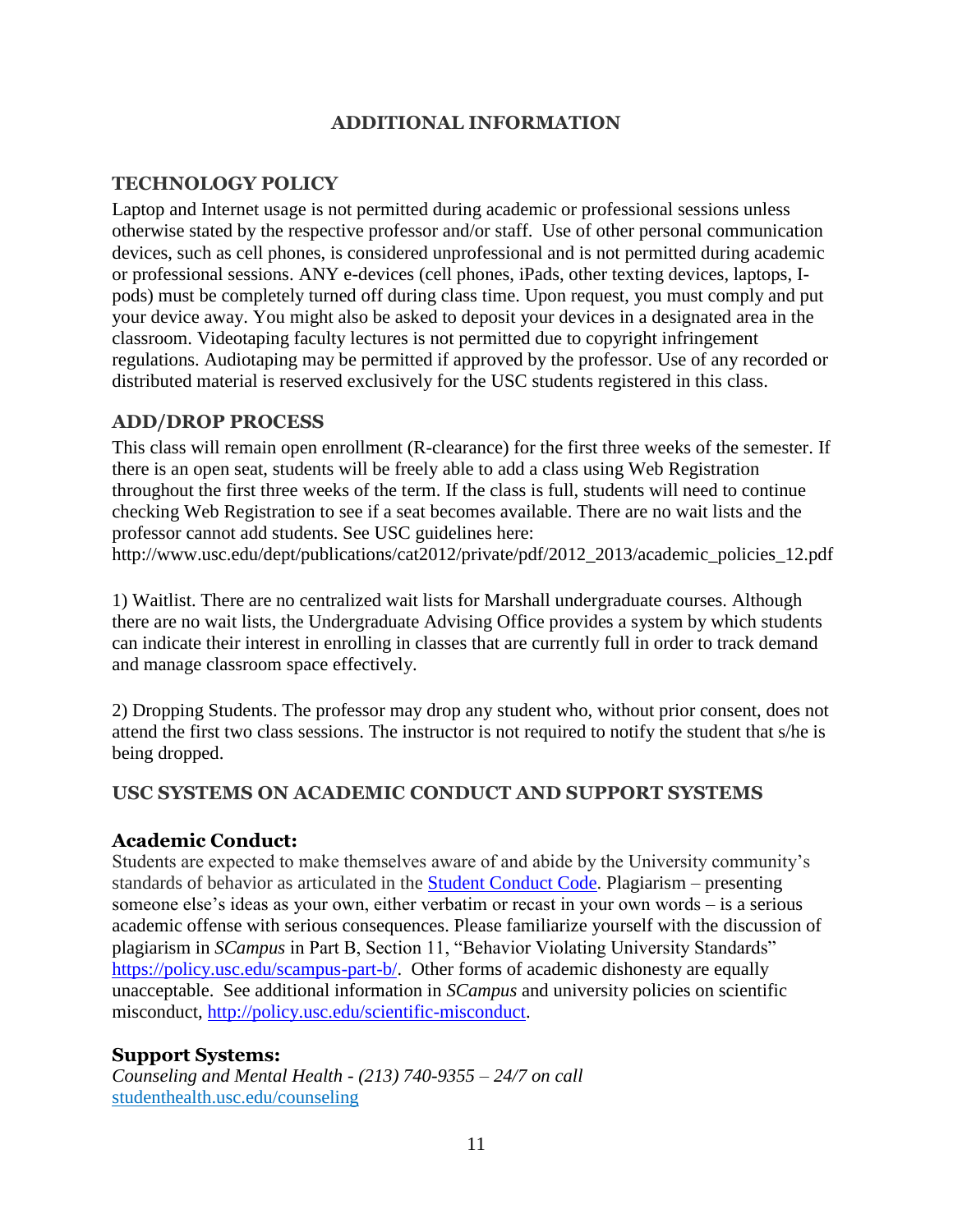# ADDITIONAL INFORMATION

## TECHNOLOGY POLICY

Laptop and Internet usage is not permitted during academic or professional sessions unless otherwise stated by the respective professor and/or staff. Use of other personal communication devices, such as cell phones, is considered unprofessional and is not permitted during academic or professional sessions. ANY e-devices (cell phones, iPads, other texting devices, laptops, I-pods) must be completely turned off during class time. Upon request, you must comply and put your device away. You might also be asked to deposit your devices in a designated area in the classroom. Videotaping faculty lectures is not permitted due to copyright infringement regulations. Audiotaping may be permitted if approved by the professor. Use of any recorded or distributed material is reserved exclusively for the USC students registered in this class.

## ADD/DROP PROCESS

This class will remain open enrollment (R-clearance) for the first three weeks of the semester. If there is an open seat, students will be freely able to add a class using Web Registration throughout the first three weeks of the term. If the class is full, students will need to continue checking Web Registration to see if a seat becomes available. There are no wait lists and the professor cannot add students. See USC guidelines here:
http://www.usc.edu/dept/publications/cat2012/private/pdf/2012_2013/academic_policies_12.pdf

1) Waitlist. There are no centralized wait lists for Marshall undergraduate courses. Although there are no wait lists, the Undergraduate Advising Office provides a system by which students can indicate their interest in enrolling in classes that are currently full in order to track demand and manage classroom space effectively.

2) Dropping Students. The professor may drop any student who, without prior consent, does not attend the first two class sessions. The instructor is not required to notify the student that s/he is being dropped.

## USC SYSTEMS ON ACADEMIC CONDUCT AND SUPPORT SYSTEMS

### Academic Conduct:

Students are expected to make themselves aware of and abide by the University community's standards of behavior as articulated in the Student Conduct Code. Plagiarism – presenting someone else's ideas as your own, either verbatim or recast in your own words – is a serious academic offense with serious consequences. Please familiarize yourself with the discussion of plagiarism in *SCampus* in Part B, Section 11, "Behavior Violating University Standards" https://policy.usc.edu/scampus-part-b/. Other forms of academic dishonesty are equally unacceptable. See additional information in *SCampus* and university policies on scientific misconduct, http://policy.usc.edu/scientific-misconduct.

### Support Systems:

*Counseling and Mental Health - (213) 740-9355 – 24/7 on call*
studenthealth.usc.edu/counseling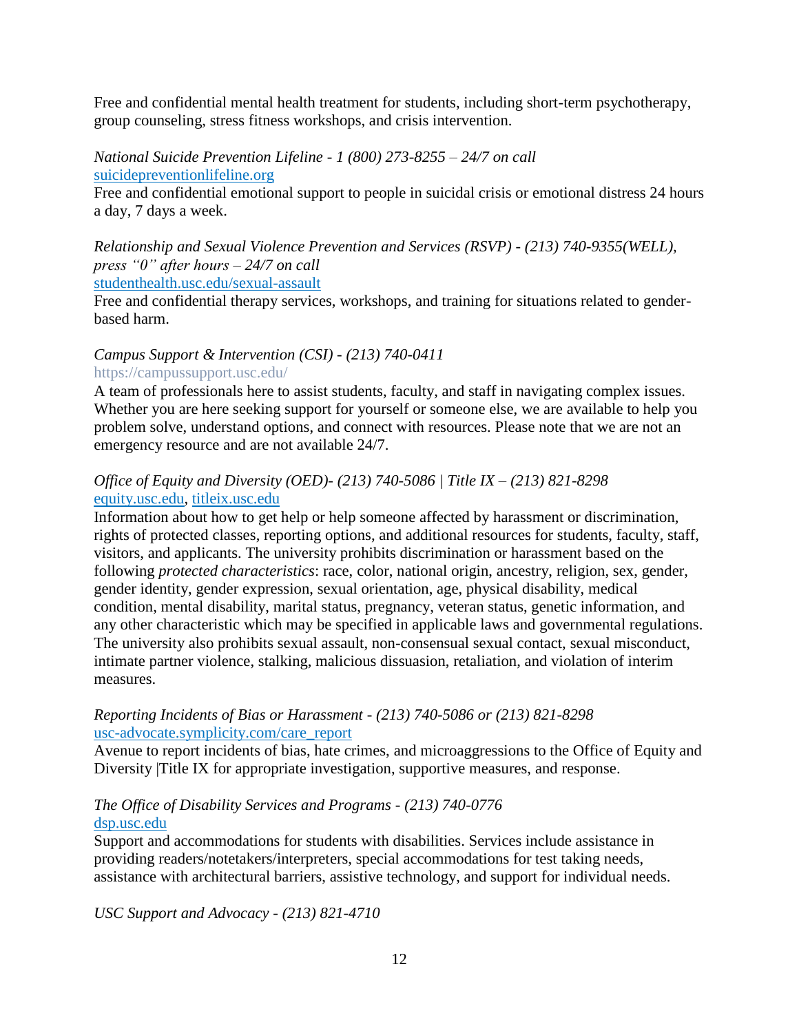Free and confidential mental health treatment for students, including short-term psychotherapy, group counseling, stress fitness workshops, and crisis intervention.

*National Suicide Prevention Lifeline - 1 (800) 273-8255 – 24/7 on call*
suicidepreventionlifeline.org
Free and confidential emotional support to people in suicidal crisis or emotional distress 24 hours a day, 7 days a week.

*Relationship and Sexual Violence Prevention and Services (RSVP) - (213) 740-9355(WELL), press "0" after hours – 24/7 on call*
studenthealth.usc.edu/sexual-assault
Free and confidential therapy services, workshops, and training for situations related to gender-based harm.

*Campus Support & Intervention (CSI) - (213) 740-0411*
https://campussupport.usc.edu/
A team of professionals here to assist students, faculty, and staff in navigating complex issues. Whether you are here seeking support for yourself or someone else, we are available to help you problem solve, understand options, and connect with resources. Please note that we are not an emergency resource and are not available 24/7.

*Office of Equity and Diversity (OED)- (213) 740-5086 | Title IX – (213) 821-8298*
equity.usc.edu, titleix.usc.edu
Information about how to get help or help someone affected by harassment or discrimination, rights of protected classes, reporting options, and additional resources for students, faculty, staff, visitors, and applicants. The university prohibits discrimination or harassment based on the following *protected characteristics*: race, color, national origin, ancestry, religion, sex, gender, gender identity, gender expression, sexual orientation, age, physical disability, medical condition, mental disability, marital status, pregnancy, veteran status, genetic information, and any other characteristic which may be specified in applicable laws and governmental regulations. The university also prohibits sexual assault, non-consensual sexual contact, sexual misconduct, intimate partner violence, stalking, malicious dissuasion, retaliation, and violation of interim measures.

*Reporting Incidents of Bias or Harassment - (213) 740-5086 or (213) 821-8298*
usc-advocate.symplicity.com/care_report
Avenue to report incidents of bias, hate crimes, and microaggressions to the Office of Equity and Diversity |Title IX for appropriate investigation, supportive measures, and response.

*The Office of Disability Services and Programs - (213) 740-0776*
dsp.usc.edu
Support and accommodations for students with disabilities. Services include assistance in providing readers/notetakers/interpreters, special accommodations for test taking needs, assistance with architectural barriers, assistive technology, and support for individual needs.

*USC Support and Advocacy - (213) 821-4710*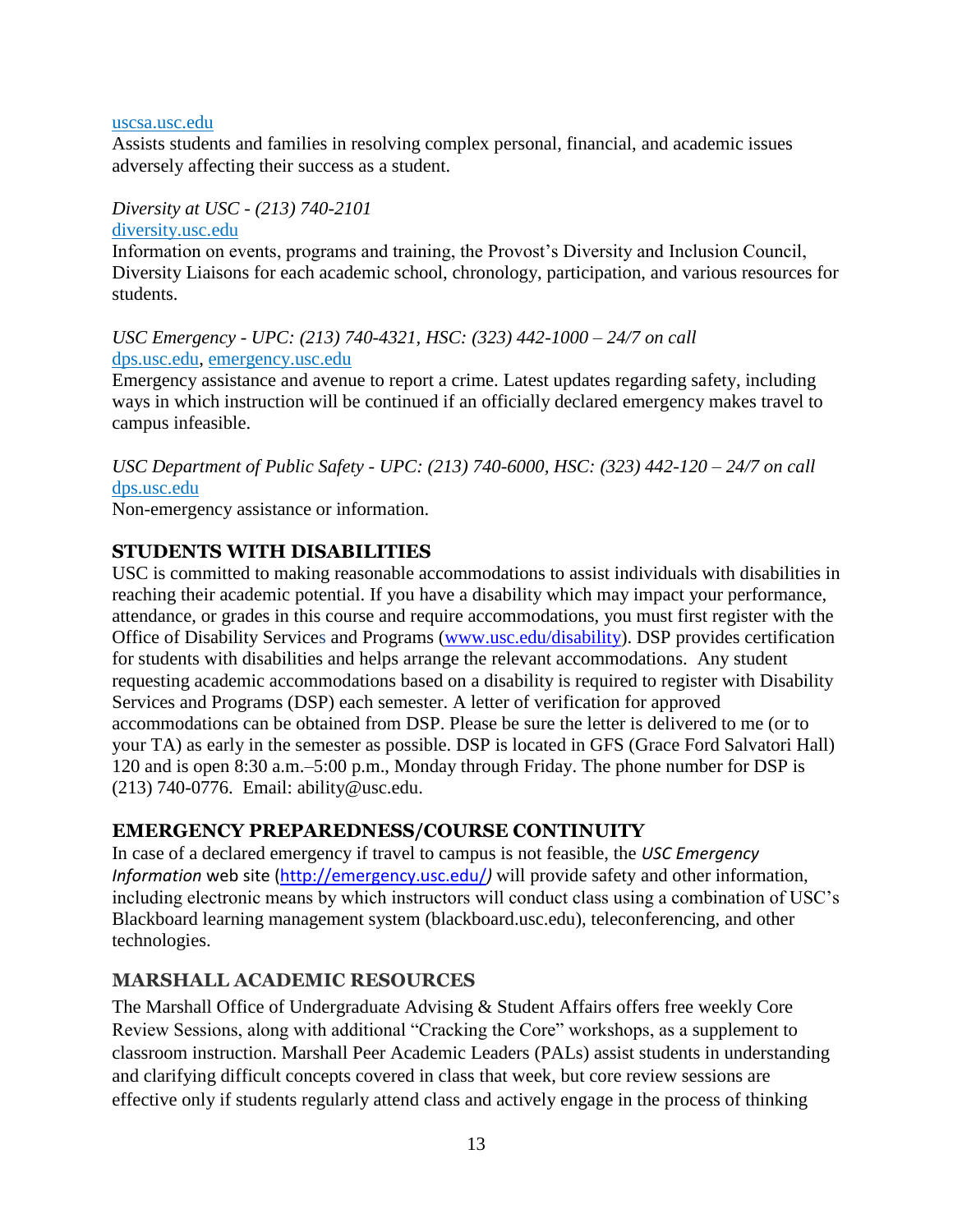uscsa.usc.edu
Assists students and families in resolving complex personal, financial, and academic issues adversely affecting their success as a student.

*Diversity at USC - (213) 740-2101*
diversity.usc.edu
Information on events, programs and training, the Provost's Diversity and Inclusion Council, Diversity Liaisons for each academic school, chronology, participation, and various resources for students.

*USC Emergency - UPC: (213) 740-4321, HSC: (323) 442-1000 – 24/7 on call*
dps.usc.edu, emergency.usc.edu
Emergency assistance and avenue to report a crime. Latest updates regarding safety, including ways in which instruction will be continued if an officially declared emergency makes travel to campus infeasible.

*USC Department of Public Safety - UPC: (213) 740-6000, HSC: (323) 442-120 – 24/7 on call*
dps.usc.edu
Non-emergency assistance or information.

## STUDENTS WITH DISABILITIES

USC is committed to making reasonable accommodations to assist individuals with disabilities in reaching their academic potential. If you have a disability which may impact your performance, attendance, or grades in this course and require accommodations, you must first register with the Office of Disability Services and Programs (www.usc.edu/disability). DSP provides certification for students with disabilities and helps arrange the relevant accommodations. Any student requesting academic accommodations based on a disability is required to register with Disability Services and Programs (DSP) each semester. A letter of verification for approved accommodations can be obtained from DSP. Please be sure the letter is delivered to me (or to your TA) as early in the semester as possible. DSP is located in GFS (Grace Ford Salvatori Hall) 120 and is open 8:30 a.m.–5:00 p.m., Monday through Friday. The phone number for DSP is (213) 740-0776. Email: ability@usc.edu.

## EMERGENCY PREPAREDNESS/COURSE CONTINUITY

In case of a declared emergency if travel to campus is not feasible, the *USC Emergency Information* web site (http://emergency.usc.edu/) will provide safety and other information, including electronic means by which instructors will conduct class using a combination of USC's Blackboard learning management system (blackboard.usc.edu), teleconferencing, and other technologies.

## MARSHALL ACADEMIC RESOURCES

The Marshall Office of Undergraduate Advising & Student Affairs offers free weekly Core Review Sessions, along with additional "Cracking the Core" workshops, as a supplement to classroom instruction. Marshall Peer Academic Leaders (PALs) assist students in understanding and clarifying difficult concepts covered in class that week, but core review sessions are effective only if students regularly attend class and actively engage in the process of thinking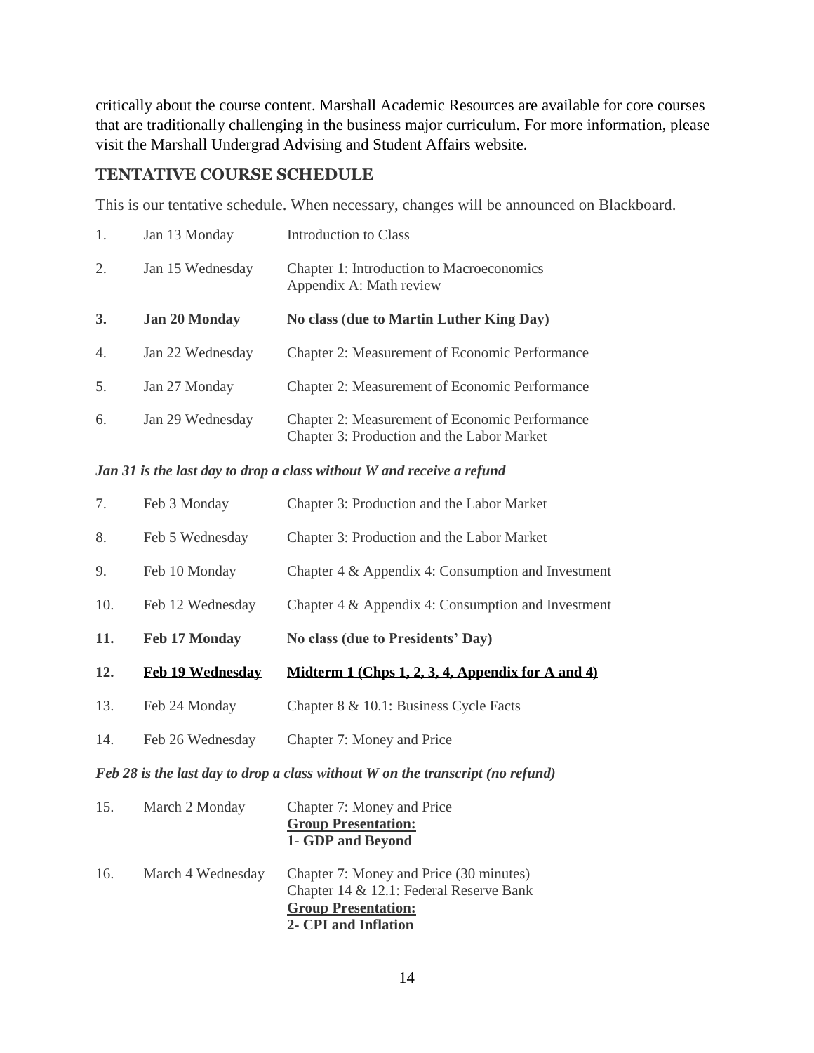critically about the course content. Marshall Academic Resources are available for core courses that are traditionally challenging in the business major curriculum. For more information, please visit the Marshall Undergrad Advising and Student Affairs website.

## TENTATIVE COURSE SCHEDULE

This is our tentative schedule. When necessary, changes will be announced on Blackboard.

| # | Date | Topic |
|---|---|---|
| 1. | Jan 13 Monday | Introduction to Class |
| 2. | Jan 15 Wednesday | Chapter 1: Introduction to Macroeconomics<br>Appendix A: Math review |
| **3.** | **Jan 20 Monday** | **No class (due to Martin Luther King Day)** |
| 4. | Jan 22 Wednesday | Chapter 2: Measurement of Economic Performance |
| 5. | Jan 27 Monday | Chapter 2: Measurement of Economic Performance |
| 6. | Jan 29 Wednesday | Chapter 2: Measurement of Economic Performance<br>Chapter 3: Production and the Labor Market |

***Jan 31 is the last day to drop a class without W and receive a refund***

| # | Date | Topic |
|---|---|---|
| 7. | Feb 3 Monday | Chapter 3: Production and the Labor Market |
| 8. | Feb 5 Wednesday | Chapter 3: Production and the Labor Market |
| 9. | Feb 10 Monday | Chapter 4 & Appendix 4: Consumption and Investment |
| 10. | Feb 12 Wednesday | Chapter 4 & Appendix 4: Consumption and Investment |
| **11.** | **Feb 17 Monday** | **No class (due to Presidents' Day)** |
| **12.** | **<u>Feb 19 Wednesday</u>** | **<u>Midterm 1 (Chps 1, 2, 3, 4, Appendix for A and 4)</u>** |
| 13. | Feb 24 Monday | Chapter 8 & 10.1: Business Cycle Facts |
| 14. | Feb 26 Wednesday | Chapter 7: Money and Price |

***Feb 28 is the last day to drop a class without W on the transcript (no refund)***

| # | Date | Topic |
|---|---|---|
| 15. | March 2 Monday | Chapter 7: Money and Price<br>**<u>Group Presentation:</u>**<br>**1- GDP and Beyond** |
| 16. | March 4 Wednesday | Chapter 7: Money and Price (30 minutes)<br>Chapter 14 & 12.1: Federal Reserve Bank<br>**<u>Group Presentation:</u>**<br>**2- CPI and Inflation** |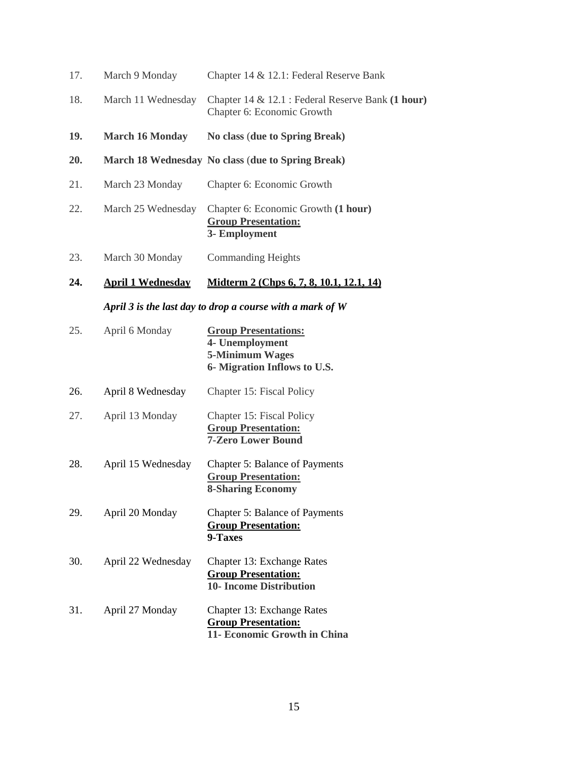| | | |
|---|---|---|
| 17. | March 9 Monday | Chapter 14 & 12.1: Federal Reserve Bank |
| 18. | March 11 Wednesday | Chapter 14 & 12.1 : Federal Reserve Bank **(1 hour)**<br>Chapter 6: Economic Growth |
| **19.** | **March 16 Monday** | **No class** (**due to Spring Break)** |
| **20.** | **March 18 Wednesday** | **No class** (**due to Spring Break)** |
| 21. | March 23 Monday | Chapter 6: Economic Growth |
| 22. | March 25 Wednesday | Chapter 6: Economic Growth **(1 hour)**<br>**<u>Group Presentation:</u>**<br>**3- Employment** |
| 23. | March 30 Monday | Commanding Heights |
| **24.** | **<u>April 1 Wednesday</u>** | **<u>Midterm 2 (Chps 6, 7, 8, 10.1, 12.1, 14)</u>** |
| | ***April 3 is the last day to drop a course with a mark of W*** | |
| 25. | April 6 Monday | **<u>Group Presentations:</u>**<br>**4- Unemployment**<br>**5-Minimum Wages**<br>**6- Migration Inflows to U.S.** |
| 26. | April 8 Wednesday | Chapter 15: Fiscal Policy |
| 27. | April 13 Monday | Chapter 15: Fiscal Policy<br>**<u>Group Presentation:</u>**<br>**7-Zero Lower Bound** |
| 28. | April 15 Wednesday | Chapter 5: Balance of Payments<br>**<u>Group Presentation:</u>**<br>**8-Sharing Economy** |
| 29. | April 20 Monday | Chapter 5: Balance of Payments<br>**<u>Group Presentation:</u>**<br>**9-Taxes** |
| 30. | April 22 Wednesday | Chapter 13: Exchange Rates<br>**<u>Group Presentation:</u>**<br>**10- Income Distribution** |
| 31. | April 27 Monday | Chapter 13: Exchange Rates<br>**<u>Group Presentation:</u>**<br>**11- Economic Growth in China** |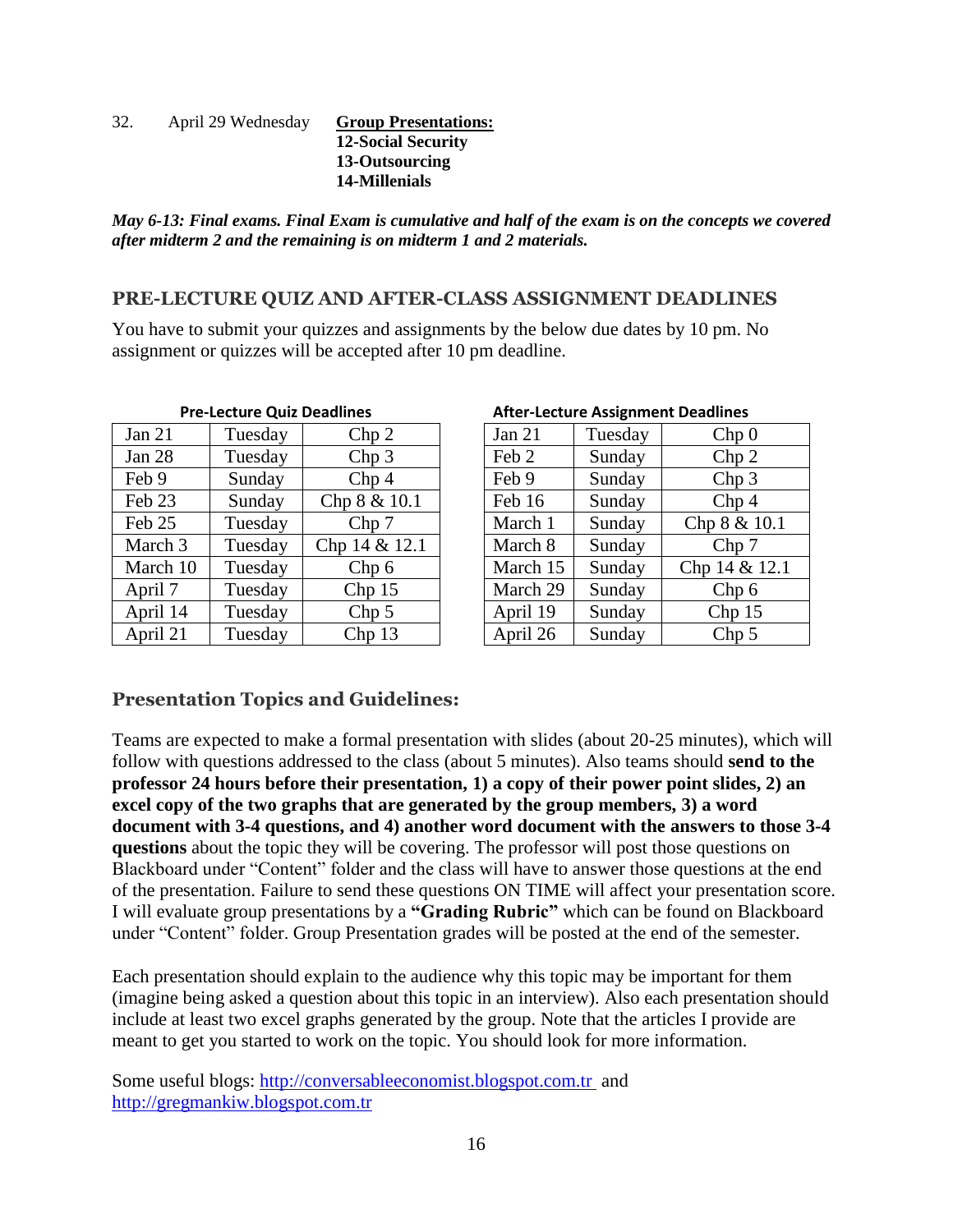32. April 29 Wednesday **Group Presentations:**
**12-Social Security**
**13-Outsourcing**
**14-Millenials**

***May 6-13: Final exams. Final Exam is cumulative and half of the exam is on the concepts we covered after midterm 2 and the remaining is on midterm 1 and 2 materials.***

## PRE-LECTURE QUIZ AND AFTER-CLASS ASSIGNMENT DEADLINES

You have to submit your quizzes and assignments by the below due dates by 10 pm. No assignment or quizzes will be accepted after 10 pm deadline.

**Pre-Lecture Quiz Deadlines**

| Date | Day | Chapter |
|---|---|---|
| Jan 21 | Tuesday | Chp 2 |
| Jan 28 | Tuesday | Chp 3 |
| Feb 9 | Sunday | Chp 4 |
| Feb 23 | Sunday | Chp 8 & 10.1 |
| Feb 25 | Tuesday | Chp 7 |
| March 3 | Tuesday | Chp 14 & 12.1 |
| March 10 | Tuesday | Chp 6 |
| April 7 | Tuesday | Chp 15 |
| April 14 | Tuesday | Chp 5 |
| April 21 | Tuesday | Chp 13 |

**After-Lecture Assignment Deadlines**

| Date | Day | Chapter |
|---|---|---|
| Jan 21 | Tuesday | Chp 0 |
| Feb 2 | Sunday | Chp 2 |
| Feb 9 | Sunday | Chp 3 |
| Feb 16 | Sunday | Chp 4 |
| March 1 | Sunday | Chp 8 & 10.1 |
| March 8 | Sunday | Chp 7 |
| March 15 | Sunday | Chp 14 & 12.1 |
| March 29 | Sunday | Chp 6 |
| April 19 | Sunday | Chp 15 |
| April 26 | Sunday | Chp 5 |

## Presentation Topics and Guidelines:

Teams are expected to make a formal presentation with slides (about 20-25 minutes), which will follow with questions addressed to the class (about 5 minutes). Also teams should **send to the professor 24 hours before their presentation, 1) a copy of their power point slides, 2) an excel copy of the two graphs that are generated by the group members, 3) a word document with 3-4 questions, and 4) another word document with the answers to those 3-4 questions** about the topic they will be covering. The professor will post those questions on Blackboard under "Content" folder and the class will have to answer those questions at the end of the presentation. Failure to send these questions ON TIME will affect your presentation score. I will evaluate group presentations by a **"Grading Rubric"** which can be found on Blackboard under "Content" folder. Group Presentation grades will be posted at the end of the semester.

Each presentation should explain to the audience why this topic may be important for them (imagine being asked a question about this topic in an interview). Also each presentation should include at least two excel graphs generated by the group. Note that the articles I provide are meant to get you started to work on the topic. You should look for more information.

Some useful blogs: http://conversableeconomist.blogspot.com.tr and http://gregmankiw.blogspot.com.tr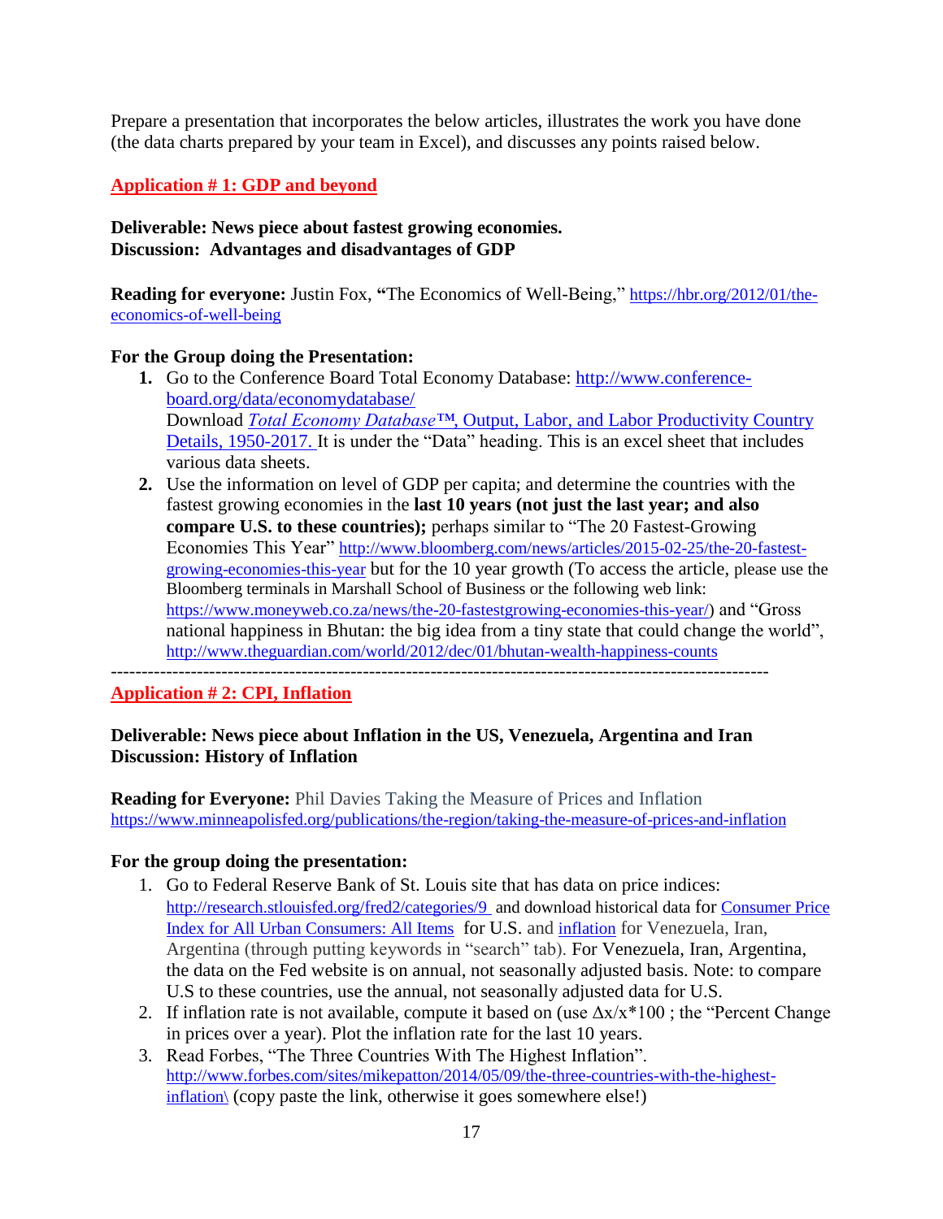Prepare a presentation that incorporates the below articles, illustrates the work you have done (the data charts prepared by your team in Excel), and discusses any points raised below.

## Application # 1: GDP and beyond

**Deliverable: News piece about fastest growing economies.**
**Discussion: Advantages and disadvantages of GDP**

**Reading for everyone:** Justin Fox, **"**The Economics of Well-Being," https://hbr.org/2012/01/the-economics-of-well-being

**For the Group doing the Presentation:**

1. Go to the Conference Board Total Economy Database: http://www.conference-board.org/data/economydatabase/
   Download *Total Economy Database*™, Output, Labor, and Labor Productivity Country Details, 1950-2017. It is under the "Data" heading. This is an excel sheet that includes various data sheets.
2. Use the information on level of GDP per capita; and determine the countries with the fastest growing economies in the **last 10 years (not just the last year; and also compare U.S. to these countries);** perhaps similar to "The 20 Fastest-Growing Economies This Year" http://www.bloomberg.com/news/articles/2015-02-25/the-20-fastest-growing-economies-this-year but for the 10 year growth (To access the article, please use the Bloomberg terminals in Marshall School of Business or the following web link: https://www.moneyweb.co.za/news/the-20-fastestgrowing-economies-this-year/) and "Gross national happiness in Bhutan: the big idea from a tiny state that could change the world", http://www.theguardian.com/world/2012/dec/01/bhutan-wealth-happiness-counts

---

## Application # 2: CPI, Inflation

**Deliverable: News piece about Inflation in the US, Venezuela, Argentina and Iran**
**Discussion: History of Inflation**

**Reading for Everyone:** Phil Davies Taking the Measure of Prices and Inflation https://www.minneapolisfed.org/publications/the-region/taking-the-measure-of-prices-and-inflation

**For the group doing the presentation:**

1. Go to Federal Reserve Bank of St. Louis site that has data on price indices: http://research.stlouisfed.org/fred2/categories/9 and download historical data for Consumer Price Index for All Urban Consumers: All Items for U.S. and inflation for Venezuela, Iran, Argentina (through putting keywords in "search" tab). For Venezuela, Iran, Argentina, the data on the Fed website is on annual, not seasonally adjusted basis. Note: to compare U.S to these countries, use the annual, not seasonally adjusted data for U.S.
2. If inflation rate is not available, compute it based on (use $\Delta x/x*100$ ; the "Percent Change in prices over a year). Plot the inflation rate for the last 10 years.
3. Read Forbes, "The Three Countries With The Highest Inflation". http://www.forbes.com/sites/mikepatton/2014/05/09/the-three-countries-with-the-highest-inflation\ (copy paste the link, otherwise it goes somewhere else!)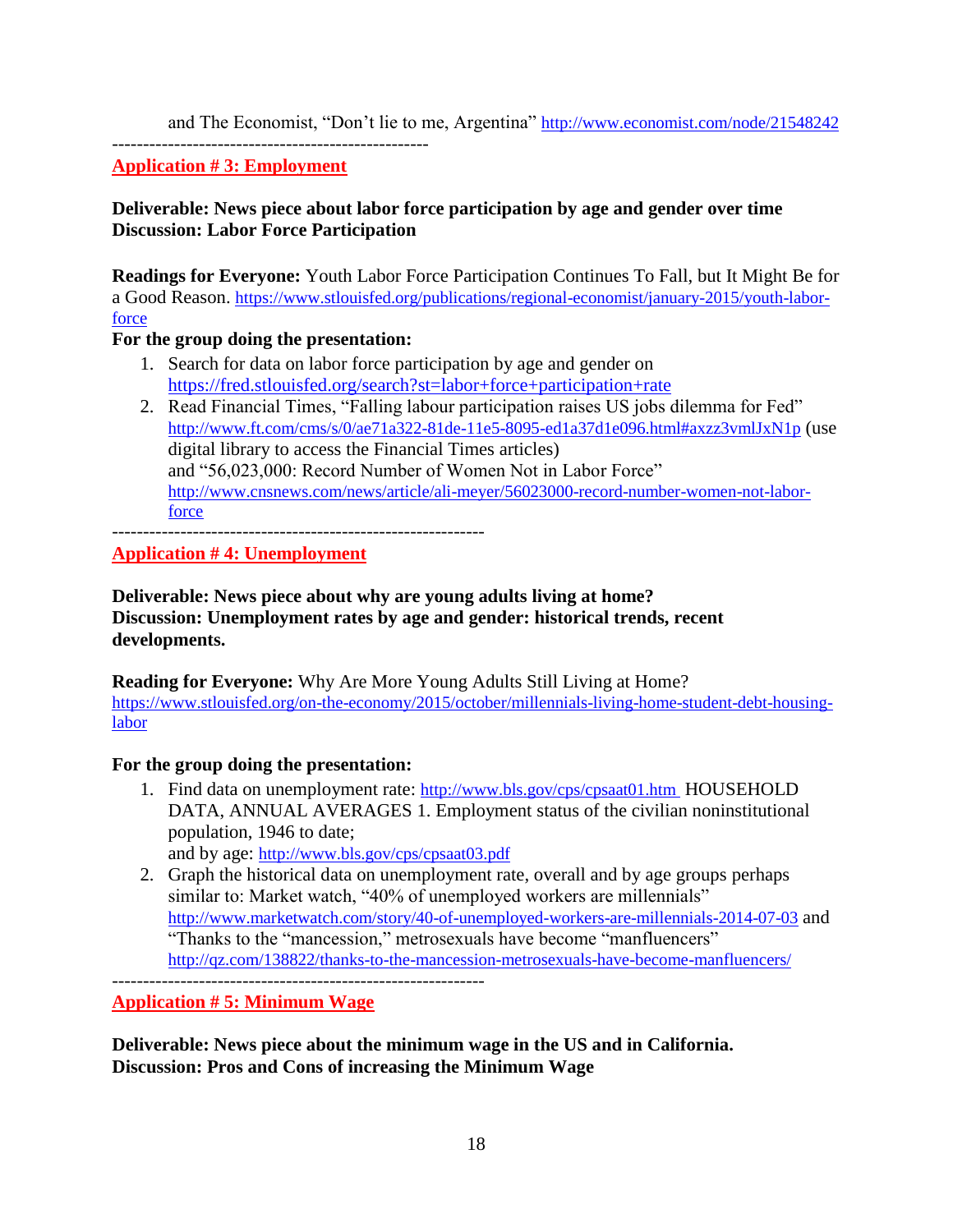and The Economist, "Don't lie to me, Argentina" http://www.economist.com/node/21548242

---------------------------------------------------

**Application # 3: Employment**

**Deliverable: News piece about labor force participation by age and gender over time**
**Discussion: Labor Force Participation**

**Readings for Everyone:** Youth Labor Force Participation Continues To Fall, but It Might Be for a Good Reason. https://www.stlouisfed.org/publications/regional-economist/january-2015/youth-labor-force

**For the group doing the presentation:**

1. Search for data on labor force participation by age and gender on https://fred.stlouisfed.org/search?st=labor+force+participation+rate
2. Read Financial Times, "Falling labour participation raises US jobs dilemma for Fed" http://www.ft.com/cms/s/0/ae71a322-81de-11e5-8095-ed1a37d1e096.html#axzz3vmlJxN1p (use digital library to access the Financial Times articles)
   and "56,023,000: Record Number of Women Not in Labor Force" http://www.cnsnews.com/news/article/ali-meyer/56023000-record-number-women-not-labor-force

------------------------------------------------------------

**Application # 4: Unemployment**

**Deliverable: News piece about why are young adults living at home?**
**Discussion: Unemployment rates by age and gender: historical trends, recent developments.**

**Reading for Everyone:** Why Are More Young Adults Still Living at Home? https://www.stlouisfed.org/on-the-economy/2015/october/millennials-living-home-student-debt-housing-labor

**For the group doing the presentation:**

1. Find data on unemployment rate: http://www.bls.gov/cps/cpsaat01.htm HOUSEHOLD DATA, ANNUAL AVERAGES 1. Employment status of the civilian noninstitutional population, 1946 to date;
   and by age: http://www.bls.gov/cps/cpsaat03.pdf
2. Graph the historical data on unemployment rate, overall and by age groups perhaps similar to: Market watch, "40% of unemployed workers are millennials" http://www.marketwatch.com/story/40-of-unemployed-workers-are-millennials-2014-07-03 and "Thanks to the "mancession," metrosexuals have become "manfluencers" http://qz.com/138822/thanks-to-the-mancession-metrosexuals-have-become-manfluencers/

------------------------------------------------------------

**Application # 5: Minimum Wage**

**Deliverable: News piece about the minimum wage in the US and in California.**
**Discussion: Pros and Cons of increasing the Minimum Wage**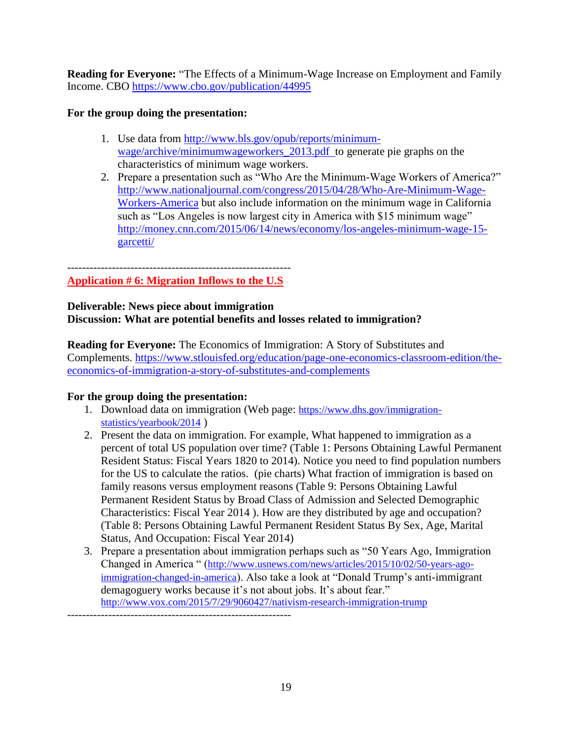**Reading for Everyone:** "The Effects of a Minimum-Wage Increase on Employment and Family Income. CBO https://www.cbo.gov/publication/44995

**For the group doing the presentation:**

1. Use data from http://www.bls.gov/opub/reports/minimum-wage/archive/minimumwageworkers_2013.pdf to generate pie graphs on the characteristics of minimum wage workers.
2. Prepare a presentation such as "Who Are the Minimum-Wage Workers of America?" http://www.nationaljournal.com/congress/2015/04/28/Who-Are-Minimum-Wage-Workers-America but also include information on the minimum wage in California such as "Los Angeles is now largest city in America with $15 minimum wage" http://money.cnn.com/2015/06/14/news/economy/los-angeles-minimum-wage-15-garcetti/

-----------------------------------------------------------

**Application # 6: Migration Inflows to the U.S**

**Deliverable: News piece about immigration**
**Discussion: What are potential benefits and losses related to immigration?**

**Reading for Everyone:** The Economics of Immigration: A Story of Substitutes and Complements. https://www.stlouisfed.org/education/page-one-economics-classroom-edition/the-economics-of-immigration-a-story-of-substitutes-and-complements

**For the group doing the presentation:**

1. Download data on immigration (Web page: https://www.dhs.gov/immigration-statistics/yearbook/2014 )
2. Present the data on immigration. For example, What happened to immigration as a percent of total US population over time? (Table 1: Persons Obtaining Lawful Permanent Resident Status: Fiscal Years 1820 to 2014). Notice you need to find population numbers for the US to calculate the ratios. (pie charts) What fraction of immigration is based on family reasons versus employment reasons (Table 9: Persons Obtaining Lawful Permanent Resident Status by Broad Class of Admission and Selected Demographic Characteristics: Fiscal Year 2014 ). How are they distributed by age and occupation? (Table 8: Persons Obtaining Lawful Permanent Resident Status By Sex, Age, Marital Status, And Occupation: Fiscal Year 2014)
3. Prepare a presentation about immigration perhaps such as "50 Years Ago, Immigration Changed in America " (http://www.usnews.com/news/articles/2015/10/02/50-years-ago-immigration-changed-in-america). Also take a look at "Donald Trump's anti-immigrant demagoguery works because it's not about jobs. It's about fear." http://www.vox.com/2015/7/29/9060427/nativism-research-immigration-trump

-----------------------------------------------------------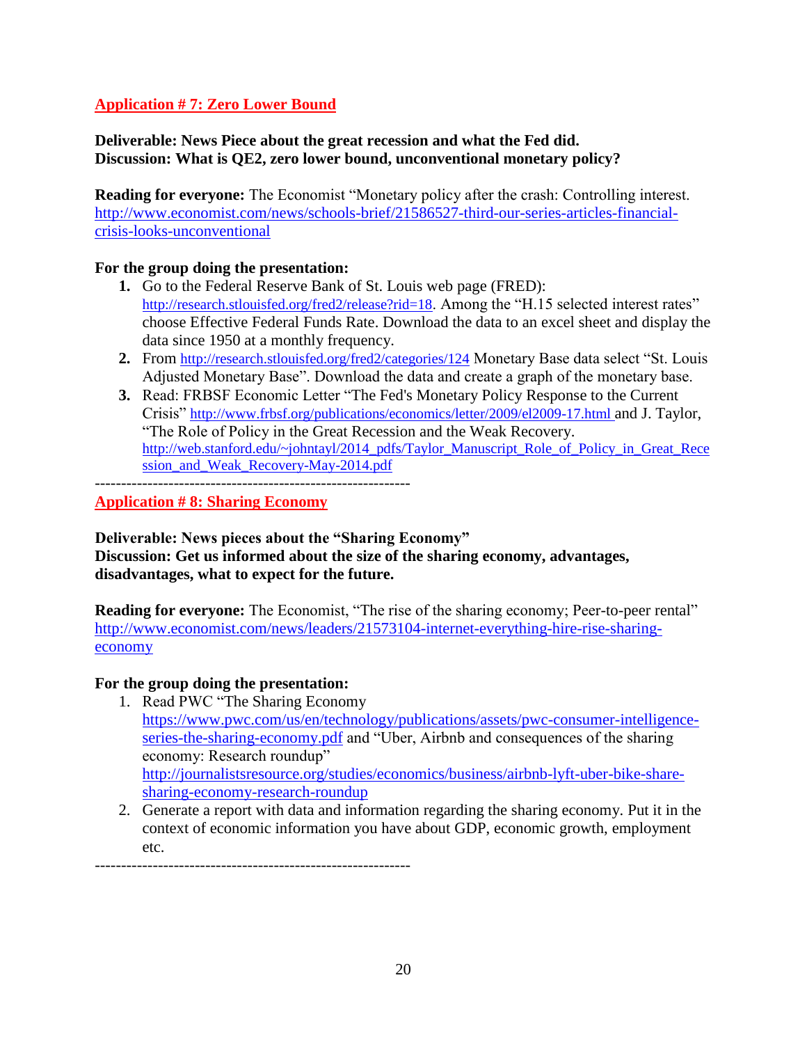## Application # 7: Zero Lower Bound

**Deliverable: News Piece about the great recession and what the Fed did.**
**Discussion: What is QE2, zero lower bound, unconventional monetary policy?**

**Reading for everyone:** The Economist "Monetary policy after the crash: Controlling interest. http://www.economist.com/news/schools-brief/21586527-third-our-series-articles-financial-crisis-looks-unconventional

**For the group doing the presentation:**

1. Go to the Federal Reserve Bank of St. Louis web page (FRED): http://research.stlouisfed.org/fred2/release?rid=18. Among the "H.15 selected interest rates" choose Effective Federal Funds Rate. Download the data to an excel sheet and display the data since 1950 at a monthly frequency.
2. From http://research.stlouisfed.org/fred2/categories/124 Monetary Base data select "St. Louis Adjusted Monetary Base". Download the data and create a graph of the monetary base.
3. Read: FRBSF Economic Letter "The Fed's Monetary Policy Response to the Current Crisis" http://www.frbsf.org/publications/economics/letter/2009/el2009-17.html and J. Taylor, "The Role of Policy in the Great Recession and the Weak Recovery. http://web.stanford.edu/~johntayl/2014_pdfs/Taylor_Manuscript_Role_of_Policy_in_Great_Recession_and_Weak_Recovery-May-2014.pdf

------------------------------------------------------------

## Application # 8: Sharing Economy

**Deliverable: News pieces about the "Sharing Economy"**
**Discussion: Get us informed about the size of the sharing economy, advantages, disadvantages, what to expect for the future.**

**Reading for everyone:** The Economist, "The rise of the sharing economy; Peer-to-peer rental" http://www.economist.com/news/leaders/21573104-internet-everything-hire-rise-sharing-economy

**For the group doing the presentation:**

1. Read PWC "The Sharing Economy https://www.pwc.com/us/en/technology/publications/assets/pwc-consumer-intelligence-series-the-sharing-economy.pdf and "Uber, Airbnb and consequences of the sharing economy: Research roundup" http://journalistsresource.org/studies/economics/business/airbnb-lyft-uber-bike-share-sharing-economy-research-roundup
2. Generate a report with data and information regarding the sharing economy. Put it in the context of economic information you have about GDP, economic growth, employment etc.

------------------------------------------------------------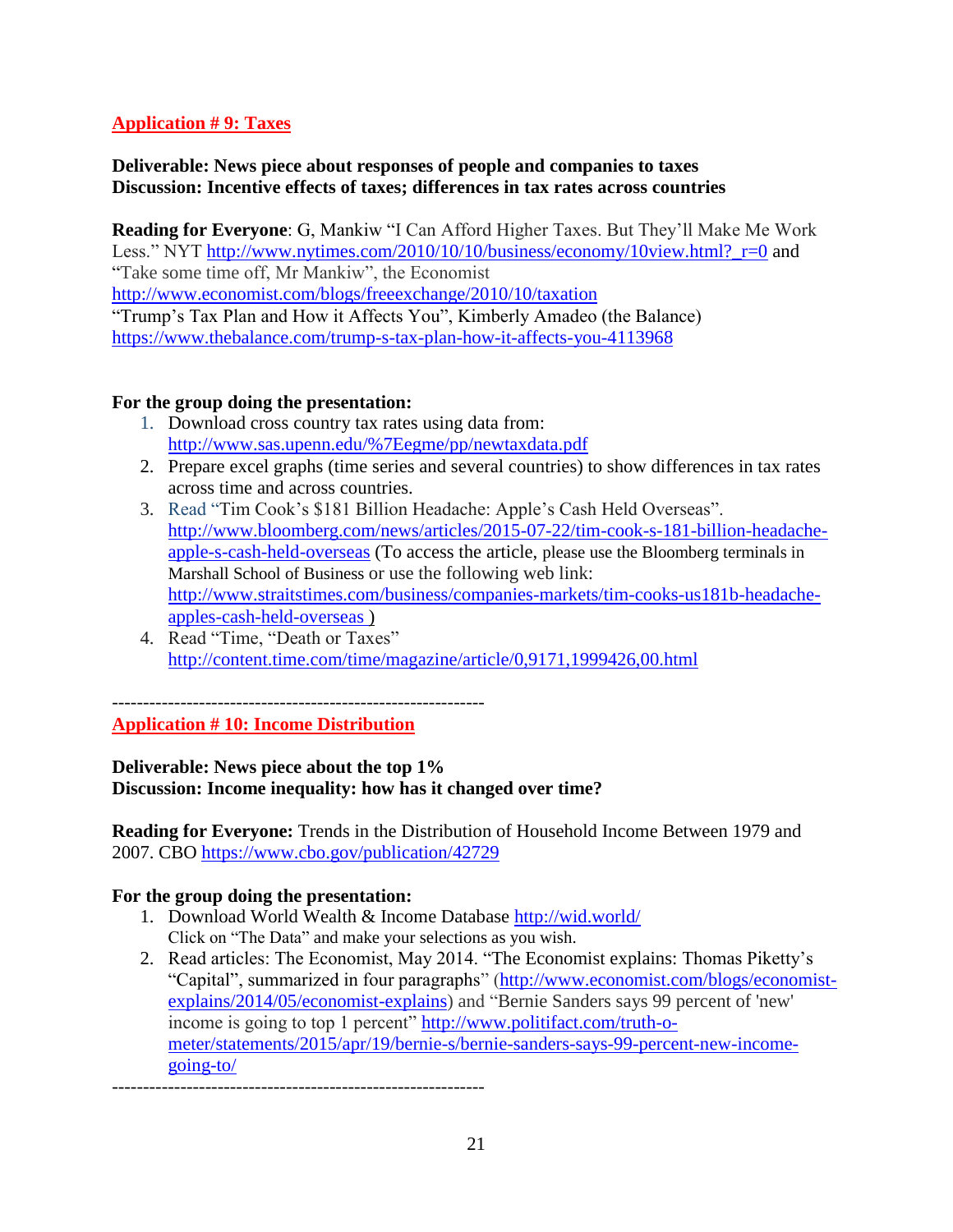## Application # 9: Taxes

**Deliverable: News piece about responses of people and companies to taxes**
**Discussion: Incentive effects of taxes; differences in tax rates across countries**

**Reading for Everyone**: G, Mankiw "I Can Afford Higher Taxes. But They'll Make Me Work Less." NYT http://www.nytimes.com/2010/10/10/business/economy/10view.html?_r=0 and "Take some time off, Mr Mankiw", the Economist http://www.economist.com/blogs/freeexchange/2010/10/taxation
"Trump's Tax Plan and How it Affects You", Kimberly Amadeo (the Balance) https://www.thebalance.com/trump-s-tax-plan-how-it-affects-you-4113968

**For the group doing the presentation:**

1. Download cross country tax rates using data from: http://www.sas.upenn.edu/%7Eegme/pp/newtaxdata.pdf
2. Prepare excel graphs (time series and several countries) to show differences in tax rates across time and across countries.
3. Read "Tim Cook's $181 Billion Headache: Apple's Cash Held Overseas". http://www.bloomberg.com/news/articles/2015-07-22/tim-cook-s-181-billion-headache-apple-s-cash-held-overseas (To access the article, please use the Bloomberg terminals in Marshall School of Business or use the following web link: http://www.straitstimes.com/business/companies-markets/tim-cooks-us181b-headache-apples-cash-held-overseas )
4. Read "Time, "Death or Taxes" http://content.time.com/time/magazine/article/0,9171,1999426,00.html

------------------------------------------------------------

## Application # 10: Income Distribution

**Deliverable: News piece about the top 1%**
**Discussion: Income inequality: how has it changed over time?**

**Reading for Everyone:** Trends in the Distribution of Household Income Between 1979 and 2007. CBO https://www.cbo.gov/publication/42729

**For the group doing the presentation:**

1. Download World Wealth & Income Database http://wid.world/
   Click on "The Data" and make your selections as you wish.
2. Read articles: The Economist, May 2014. "The Economist explains: Thomas Piketty's "Capital", summarized in four paragraphs" (http://www.economist.com/blogs/economist-explains/2014/05/economist-explains) and "Bernie Sanders says 99 percent of 'new' income is going to top 1 percent" http://www.politifact.com/truth-o-meter/statements/2015/apr/19/bernie-s/bernie-sanders-says-99-percent-new-income-going-to/

------------------------------------------------------------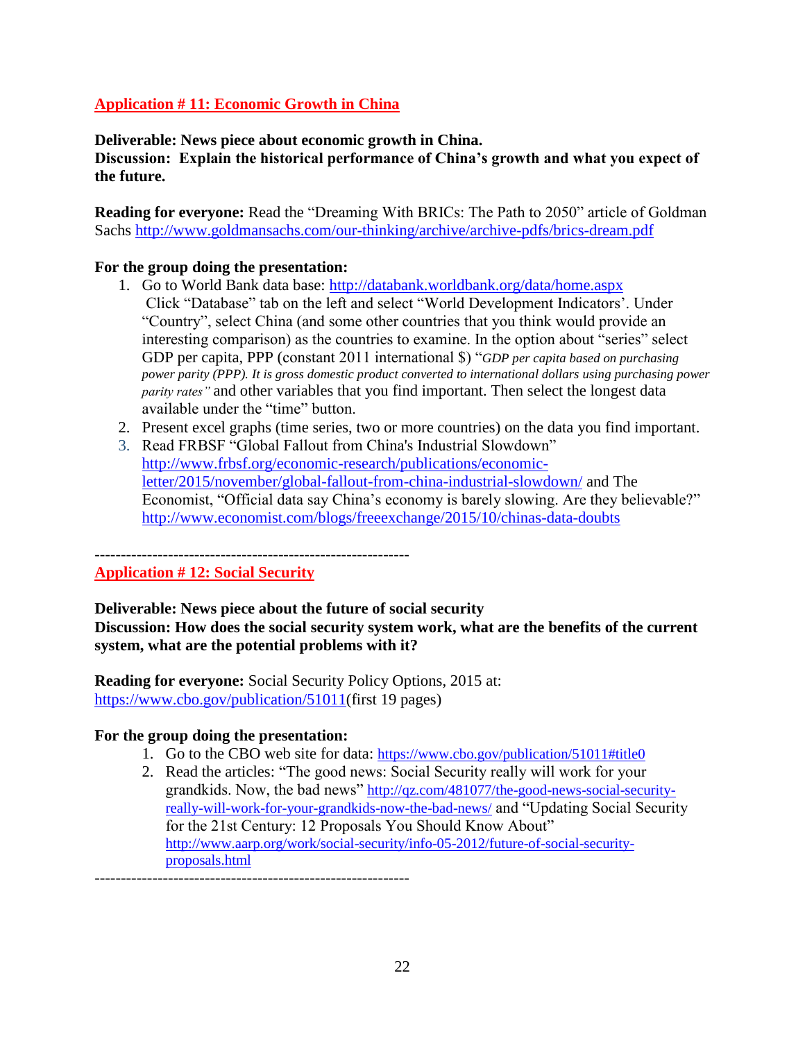## Application # 11: Economic Growth in China

**Deliverable: News piece about economic growth in China.**
**Discussion: Explain the historical performance of China's growth and what you expect of the future.**

**Reading for everyone:** Read the "Dreaming With BRICs: The Path to 2050" article of Goldman Sachs http://www.goldmansachs.com/our-thinking/archive/archive-pdfs/brics-dream.pdf

**For the group doing the presentation:**

1. Go to World Bank data base: http://databank.worldbank.org/data/home.aspx Click "Database" tab on the left and select "World Development Indicators'. Under "Country", select China (and some other countries that you think would provide an interesting comparison) as the countries to examine. In the option about "series" select GDP per capita, PPP (constant 2011 international $) "*GDP per capita based on purchasing power parity (PPP). It is gross domestic product converted to international dollars using purchasing power parity rates"* and other variables that you find important. Then select the longest data available under the "time" button.
2. Present excel graphs (time series, two or more countries) on the data you find important.
3. Read FRBSF "Global Fallout from China's Industrial Slowdown" http://www.frbsf.org/economic-research/publications/economic-letter/2015/november/global-fallout-from-china-industrial-slowdown/ and The Economist, "Official data say China's economy is barely slowing. Are they believable?" http://www.economist.com/blogs/freeexchange/2015/10/chinas-data-doubts

------------------------------------------------------------

## Application # 12: Social Security

**Deliverable: News piece about the future of social security**
**Discussion: How does the social security system work, what are the benefits of the current system, what are the potential problems with it?**

**Reading for everyone:** Social Security Policy Options, 2015 at: https://www.cbo.gov/publication/51011(first 19 pages)

**For the group doing the presentation:**

1. Go to the CBO web site for data: https://www.cbo.gov/publication/51011#title0
2. Read the articles: "The good news: Social Security really will work for your grandkids. Now, the bad news" http://qz.com/481077/the-good-news-social-security-really-will-work-for-your-grandkids-now-the-bad-news/ and "Updating Social Security for the 21st Century: 12 Proposals You Should Know About" http://www.aarp.org/work/social-security/info-05-2012/future-of-social-security-proposals.html

------------------------------------------------------------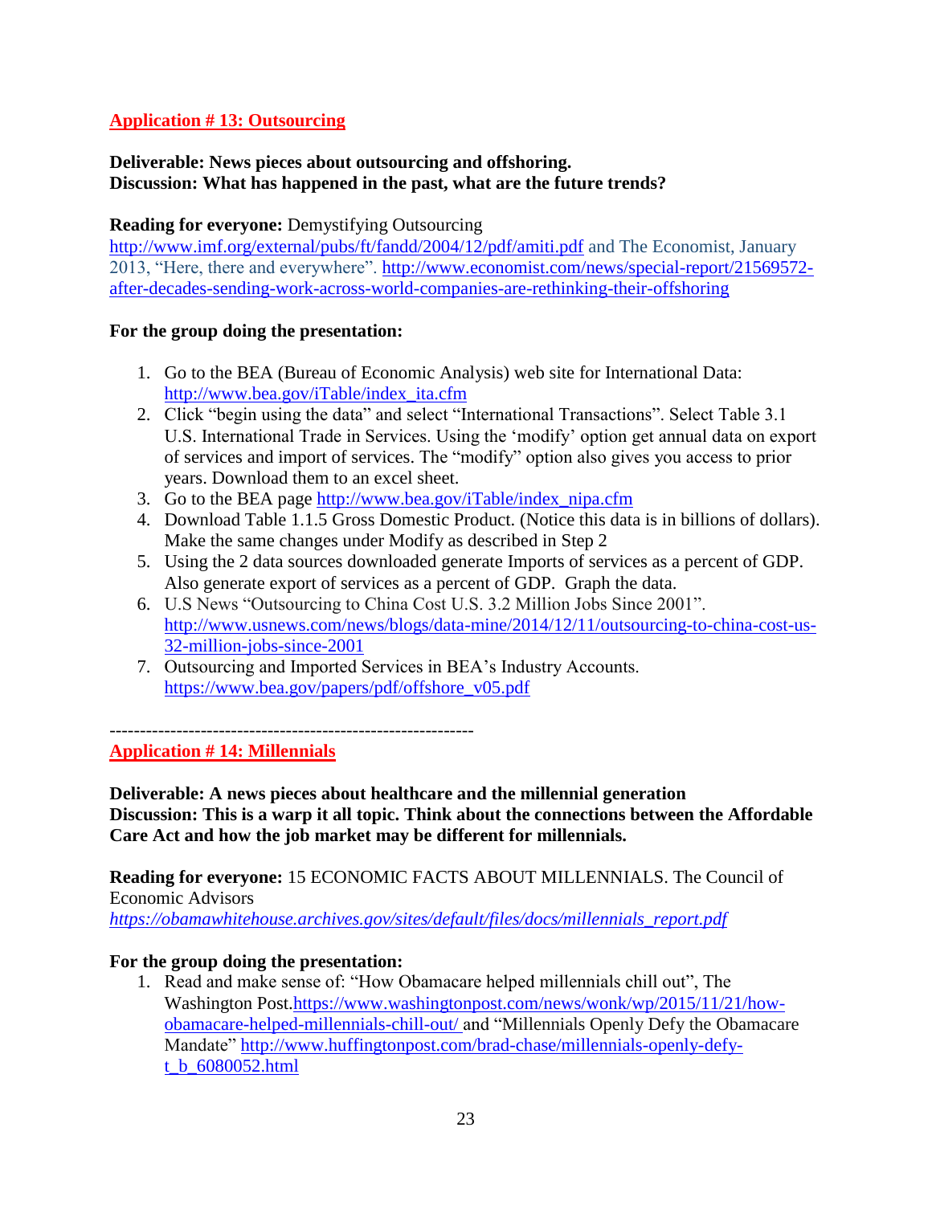**Application # 13: Outsourcing**

**Deliverable: News pieces about outsourcing and offshoring.**
**Discussion: What has happened in the past, what are the future trends?**

**Reading for everyone:** Demystifying Outsourcing http://www.imf.org/external/pubs/ft/fandd/2004/12/pdf/amiti.pdf and The Economist, January 2013, "Here, there and everywhere". http://www.economist.com/news/special-report/21569572-after-decades-sending-work-across-world-companies-are-rethinking-their-offshoring

**For the group doing the presentation:**

1. Go to the BEA (Bureau of Economic Analysis) web site for International Data: http://www.bea.gov/iTable/index_ita.cfm
2. Click "begin using the data" and select "International Transactions". Select Table 3.1 U.S. International Trade in Services. Using the 'modify' option get annual data on export of services and import of services. The "modify" option also gives you access to prior years. Download them to an excel sheet.
3. Go to the BEA page http://www.bea.gov/iTable/index_nipa.cfm
4. Download Table 1.1.5 Gross Domestic Product. (Notice this data is in billions of dollars). Make the same changes under Modify as described in Step 2
5. Using the 2 data sources downloaded generate Imports of services as a percent of GDP. Also generate export of services as a percent of GDP. Graph the data.
6. U.S News "Outsourcing to China Cost U.S. 3.2 Million Jobs Since 2001". http://www.usnews.com/news/blogs/data-mine/2014/12/11/outsourcing-to-china-cost-us-32-million-jobs-since-2001
7. Outsourcing and Imported Services in BEA's Industry Accounts. https://www.bea.gov/papers/pdf/offshore_v05.pdf

---

**Application # 14: Millennials**

**Deliverable: A news pieces about healthcare and the millennial generation**
**Discussion: This is a warp it all topic. Think about the connections between the Affordable Care Act and how the job market may be different for millennials.**

**Reading for everyone:** 15 ECONOMIC FACTS ABOUT MILLENNIALS. The Council of Economic Advisors
*https://obamawhitehouse.archives.gov/sites/default/files/docs/millennials_report.pdf*

**For the group doing the presentation:**

1. Read and make sense of: "How Obamacare helped millennials chill out", The Washington Post.https://www.washingtonpost.com/news/wonk/wp/2015/11/21/how-obamacare-helped-millennials-chill-out/ and "Millennials Openly Defy the Obamacare Mandate" http://www.huffingtonpost.com/brad-chase/millennials-openly-defy-t_b_6080052.html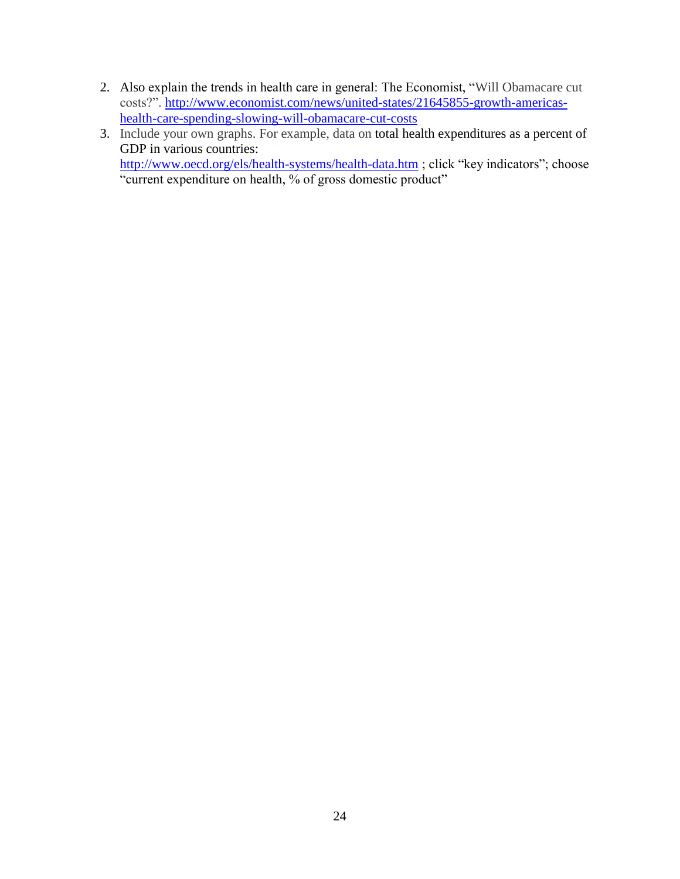2. Also explain the trends in health care in general: The Economist, "Will Obamacare cut costs?". [http://www.economist.com/news/united-states/21645855-growth-americas-health-care-spending-slowing-will-obamacare-cut-costs](http://www.economist.com/news/united-states/21645855-growth-americas-health-care-spending-slowing-will-obamacare-cut-costs)
3. Include your own graphs. For example, data on total health expenditures as a percent of GDP in various countries: [http://www.oecd.org/els/health-systems/health-data.htm](http://www.oecd.org/els/health-systems/health-data.htm) ; click "key indicators"; choose "current expenditure on health, % of gross domestic product"